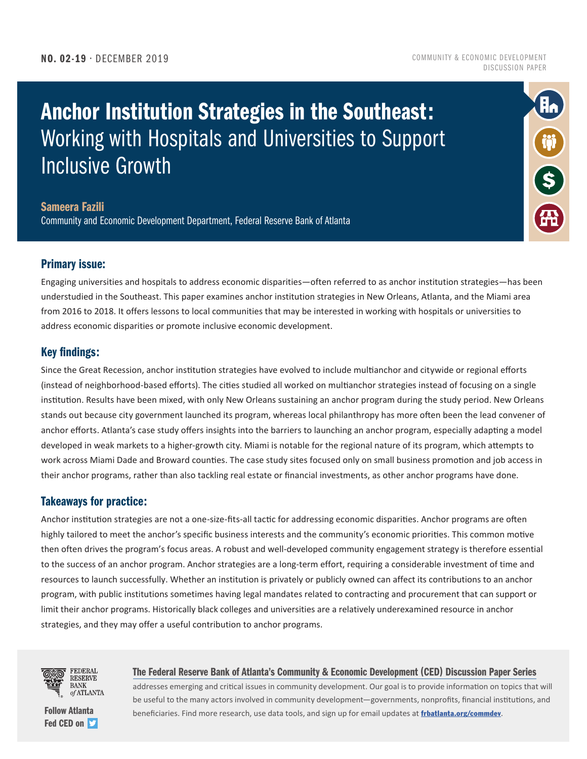**NO. 02-19** · DECEMBER 2019

COMMUNITY & ECONOMIC DEVELOPMENT DISCUSSION PAPER

# Anchor Institution Strategies in the Southeast: Working with Hospitals and Universities to Support Inclusive Growth

**Sameera Fazili**

Community and Economic Development Department, Federal Reserve Bank of Atlanta

## Primary issue:

Engaging universities and hospitals to address economic disparities—often referred to as anchor institution strategies—has been understudied in the Southeast. This paper examines anchor institution strategies in New Orleans, Atlanta, and the Miami area from 2016 to 2018. It offers lessons to local communities that may be interested in working with hospitals or universities to address economic disparities or promote inclusive economic development.

## Key findings:

Since the Great Recession, anchor institution strategies have evolved to include multianchor and citywide or regional efforts (instead of neighborhood-based efforts). The cities studied all worked on multianchor strategies instead of focusing on a single institution. Results have been mixed, with only New Orleans sustaining an anchor program during the study period. New Orleans stands out because city government launched its program, whereas local philanthropy has more often been the lead convener of anchor efforts. Atlanta's case study offers insights into the barriers to launching an anchor program, especially adapting a model developed in weak markets to a higher-growth city. Miami is notable for the regional nature of its program, which attempts to work across Miami Dade and Broward counties. The case study sites focused only on small business promotion and job access in their anchor programs, rather than also tackling real estate or financial investments, as other anchor programs have done.

## Takeaways for practice:

Anchor institution strategies are not a one-size-fits-all tactic for addressing economic disparities. Anchor programs are often highly tailored to meet the anchor's specific business interests and the community's economic priorities. This common motive then often drives the program's focus areas. A robust and well-developed community engagement strategy is therefore essential to the success of an anchor program. Anchor strategies are a long-term effort, requiring a considerable investment of time and resources to launch successfully. Whether an institution is privately or publicly owned can affect its contributions to an anchor program, with public institutions sometimes having legal mandates related to contracting and procurement that can support or limit their anchor programs. Historically black colleges and universities are a relatively underexamined resource in anchor strategies, and they may offer a useful contribution to anchor programs.

FEDERAL RESERVE BANK *of* ATLANTA

Follow Atlanta Fed CED on

**The Federal Reserve Bank of Atlanta's Community & Economic Development (CED) Discussion Paper Series** addresses emerging and critical issues in community development. Our goal is to provide information on topics that will be useful to the many actors involved in community development—governments, nonprofits, financial institutions, and beneficiaries. Find more research, use data tools, and sign up for email updates at **frbatlanta.org/commdev**.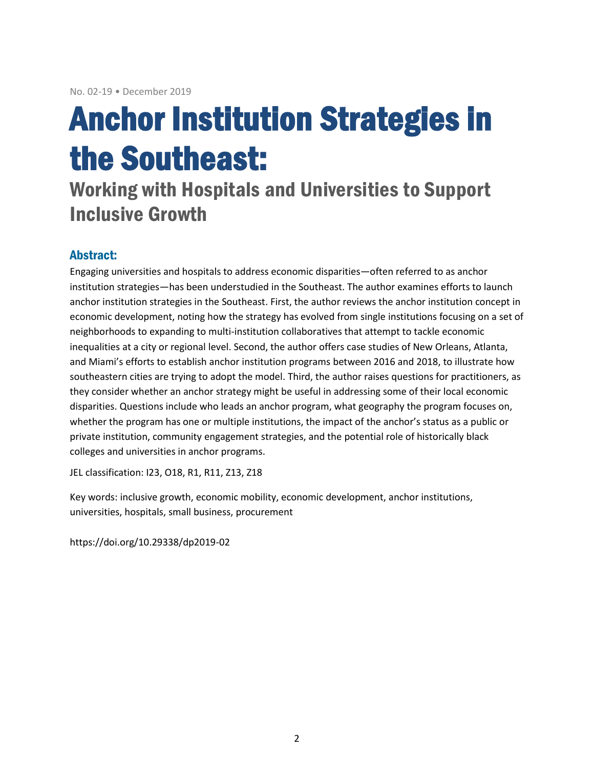No. 02-19 • December 2019

# Anchor Institution Strategies in the Southeast:

## Working with Hospitals and Universities to Support Inclusive Growth

### Abstract:

Engaging universities and hospitals to address economic disparities—often referred to as anchor institution strategies—has been understudied in the Southeast. The author examines efforts to launch anchor institution strategies in the Southeast. First, the author reviews the anchor institution concept in economic development, noting how the strategy has evolved from single institutions focusing on a set of neighborhoods to expanding to multi-institution collaboratives that attempt to tackle economic inequalities at a city or regional level. Second, the author offers case studies of New Orleans, Atlanta, and Miami's efforts to establish anchor institution programs between 2016 and 2018, to illustrate how southeastern cities are trying to adopt the model. Third, the author raises questions for practitioners, as they consider whether an anchor strategy might be useful in addressing some of their local economic disparities. Questions include who leads an anchor program, what geography the program focuses on, whether the program has one or multiple institutions, the impact of the anchor's status as a public or private institution, community engagement strategies, and the potential role of historically black colleges and universities in anchor programs.

JEL classification: I23, O18, R1, R11, Z13, Z18

Key words: inclusive growth, economic mobility, economic development, anchor institutions, universities, hospitals, small business, procurement

https://doi.org/10.29338/dp2019-02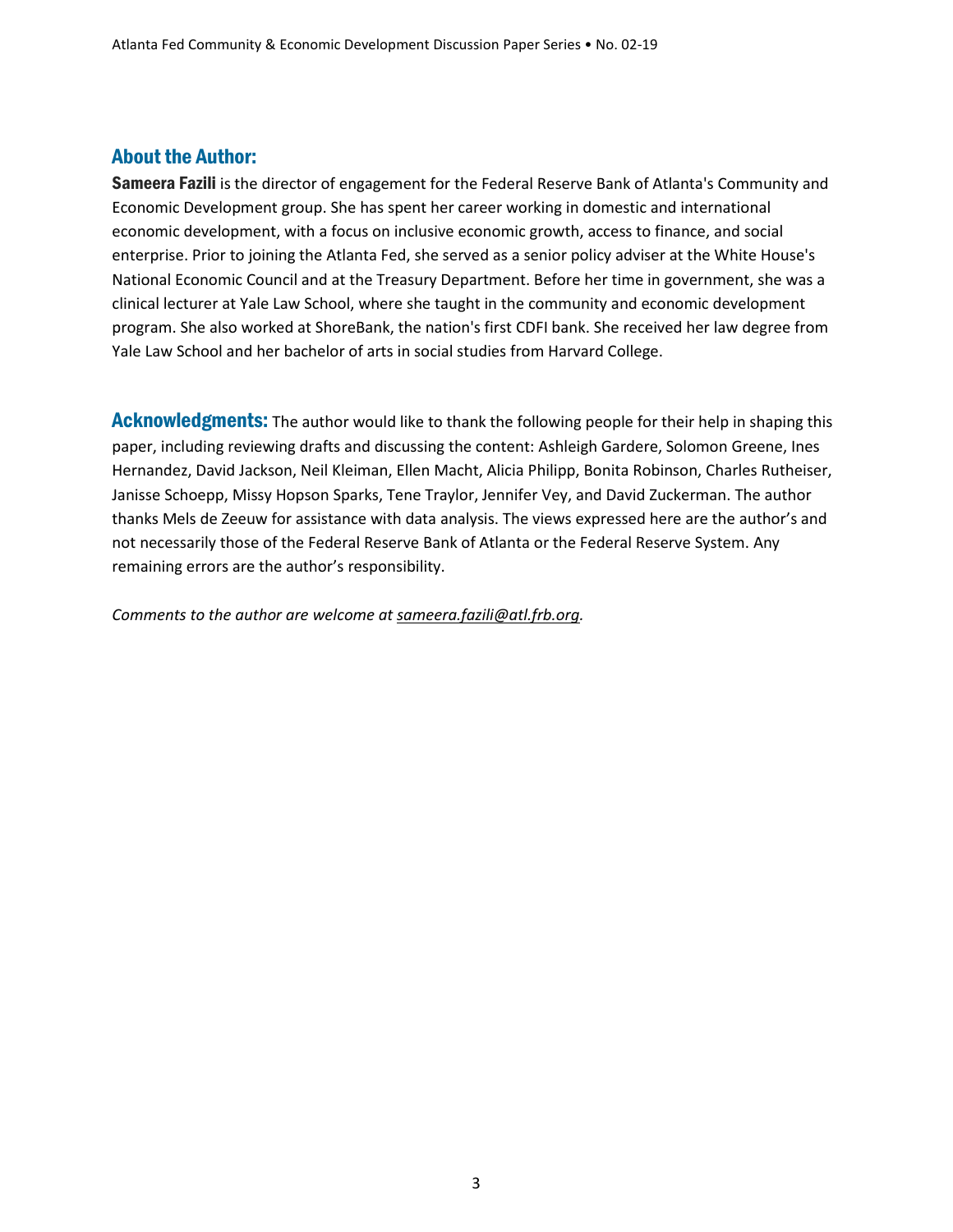## About the Author:

**Sameera Fazili** is the director of engagement for the Federal Reserve Bank of Atlanta's Community and Economic Development group. She has spent her career working in domestic and international economic development, with a focus on inclusive economic growth, access to finance, and social enterprise. Prior to joining the Atlanta Fed, she served as a senior policy adviser at the White House's National Economic Council and at the Treasury Department. Before her time in government, she was a clinical lecturer at Yale Law School, where she taught in the community and economic development program. She also worked at ShoreBank, the nation's first CDFI bank. She received her law degree from Yale Law School and her bachelor of arts in social studies from Harvard College.

**Acknowledgments:** The author would like to thank the following people for their help in shaping this paper, including reviewing drafts and discussing the content: Ashleigh Gardere, Solomon Greene, Ines Hernandez, David Jackson, Neil Kleiman, Ellen Macht, Alicia Philipp, Bonita Robinson, Charles Rutheiser, Janisse Schoepp, Missy Hopson Sparks, Tene Traylor, Jennifer Vey, and David Zuckerman. The author thanks Mels de Zeeuw for assistance with data analysis. The views expressed here are the author's and not necessarily those of the Federal Reserve Bank of Atlanta or the Federal Reserve System. Any remaining errors are the author's responsibility.

*Comments to the author are welcome at sameera.fazili@atl.frb.org.*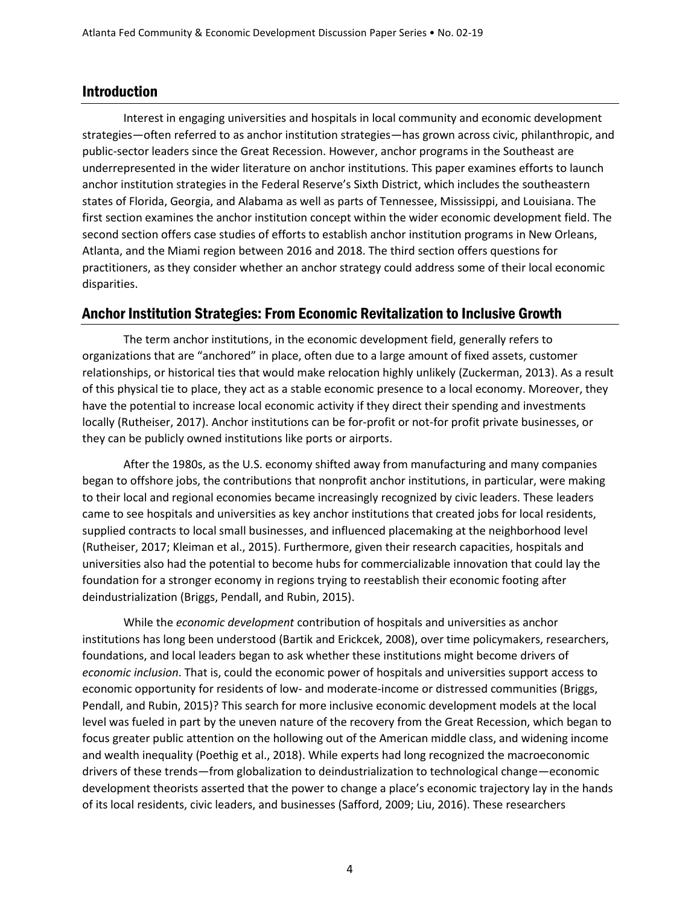## Introduction

Interest in engaging universities and hospitals in local community and economic development strategies—often referred to as anchor institution strategies—has grown across civic, philanthropic, and public-sector leaders since the Great Recession. However, anchor programs in the Southeast are underrepresented in the wider literature on anchor institutions. This paper examines efforts to launch anchor institution strategies in the Federal Reserve's Sixth District, which includes the southeastern states of Florida, Georgia, and Alabama as well as parts of Tennessee, Mississippi, and Louisiana. The first section examines the anchor institution concept within the wider economic development field. The second section offers case studies of efforts to establish anchor institution programs in New Orleans, Atlanta, and the Miami region between 2016 and 2018. The third section offers questions for practitioners, as they consider whether an anchor strategy could address some of their local economic disparities.

## Anchor Institution Strategies: From Economic Revitalization to Inclusive Growth

The term anchor institutions, in the economic development field, generally refers to organizations that are "anchored" in place, often due to a large amount of fixed assets, customer relationships, or historical ties that would make relocation highly unlikely (Zuckerman, 2013). As a result of this physical tie to place, they act as a stable economic presence to a local economy. Moreover, they have the potential to increase local economic activity if they direct their spending and investments locally (Rutheiser, 2017). Anchor institutions can be for-profit or not-for profit private businesses, or they can be publicly owned institutions like ports or airports.

After the 1980s, as the U.S. economy shifted away from manufacturing and many companies began to offshore jobs, the contributions that nonprofit anchor institutions, in particular, were making to their local and regional economies became increasingly recognized by civic leaders. These leaders came to see hospitals and universities as key anchor institutions that created jobs for local residents, supplied contracts to local small businesses, and influenced placemaking at the neighborhood level (Rutheiser, 2017; Kleiman et al., 2015). Furthermore, given their research capacities, hospitals and universities also had the potential to become hubs for commercializable innovation that could lay the foundation for a stronger economy in regions trying to reestablish their economic footing after deindustrialization (Briggs, Pendall, and Rubin, 2015).

While the *economic development* contribution of hospitals and universities as anchor institutions has long been understood (Bartik and Erickcek, 2008), over time policymakers, researchers, foundations, and local leaders began to ask whether these institutions might become drivers of *economic inclusion*. That is, could the economic power of hospitals and universities support access to economic opportunity for residents of low- and moderate-income or distressed communities (Briggs, Pendall, and Rubin, 2015)? This search for more inclusive economic development models at the local level was fueled in part by the uneven nature of the recovery from the Great Recession, which began to focus greater public attention on the hollowing out of the American middle class, and widening income and wealth inequality (Poethig et al., 2018). While experts had long recognized the macroeconomic drivers of these trends—from globalization to deindustrialization to technological change—economic development theorists asserted that the power to change a place's economic trajectory lay in the hands of its local residents, civic leaders, and businesses (Safford, 2009; Liu, 2016). These researchers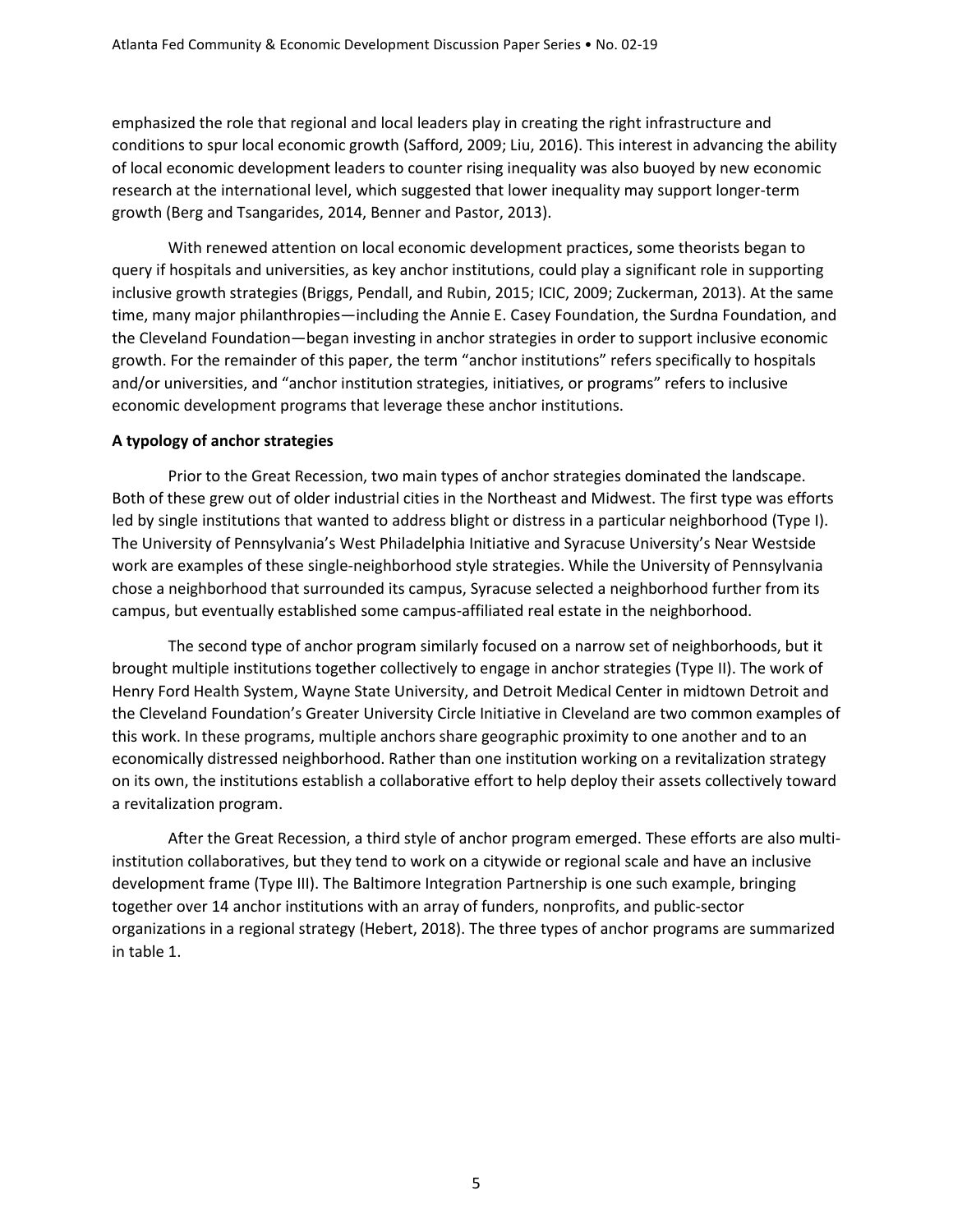emphasized the role that regional and local leaders play in creating the right infrastructure and conditions to spur local economic growth (Safford, 2009; Liu, 2016). This interest in advancing the ability of local economic development leaders to counter rising inequality was also buoyed by new economic research at the international level, which suggested that lower inequality may support longer-term growth (Berg and Tsangarides, 2014, Benner and Pastor, 2013).

With renewed attention on local economic development practices, some theorists began to query if hospitals and universities, as key anchor institutions, could play a significant role in supporting inclusive growth strategies (Briggs, Pendall, and Rubin, 2015; ICIC, 2009; Zuckerman, 2013). At the same time, many major philanthropies—including the Annie E. Casey Foundation, the Surdna Foundation, and the Cleveland Foundation—began investing in anchor strategies in order to support inclusive economic growth. For the remainder of this paper, the term "anchor institutions" refers specifically to hospitals and/or universities, and "anchor institution strategies, initiatives, or programs" refers to inclusive economic development programs that leverage these anchor institutions.

**A typology of anchor strategies**

Prior to the Great Recession, two main types of anchor strategies dominated the landscape. Both of these grew out of older industrial cities in the Northeast and Midwest. The first type was efforts led by single institutions that wanted to address blight or distress in a particular neighborhood (Type I). The University of Pennsylvania's West Philadelphia Initiative and Syracuse University's Near Westside work are examples of these single-neighborhood style strategies. While the University of Pennsylvania chose a neighborhood that surrounded its campus, Syracuse selected a neighborhood further from its campus, but eventually established some campus-affiliated real estate in the neighborhood.

The second type of anchor program similarly focused on a narrow set of neighborhoods, but it brought multiple institutions together collectively to engage in anchor strategies (Type II). The work of Henry Ford Health System, Wayne State University, and Detroit Medical Center in midtown Detroit and the Cleveland Foundation's Greater University Circle Initiative in Cleveland are two common examples of this work. In these programs, multiple anchors share geographic proximity to one another and to an economically distressed neighborhood. Rather than one institution working on a revitalization strategy on its own, the institutions establish a collaborative effort to help deploy their assets collectively toward a revitalization program.

After the Great Recession, a third style of anchor program emerged. These efforts are also multi-institution collaboratives, but they tend to work on a citywide or regional scale and have an inclusive development frame (Type III). The Baltimore Integration Partnership is one such example, bringing together over 14 anchor institutions with an array of funders, nonprofits, and public-sector organizations in a regional strategy (Hebert, 2018). The three types of anchor programs are summarized in table 1.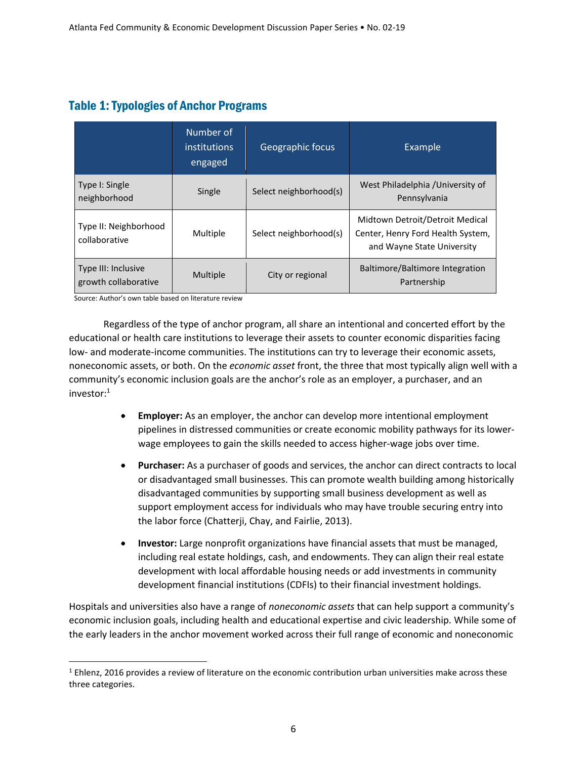## Table 1: Typologies of Anchor Programs

| | Number of institutions engaged | Geographic focus | Example |
|---|---|---|---|
| Type I: Single neighborhood | Single | Select neighborhood(s) | West Philadelphia /University of Pennsylvania |
| Type II: Neighborhood collaborative | Multiple | Select neighborhood(s) | Midtown Detroit/Detroit Medical Center, Henry Ford Health System, and Wayne State University |
| Type III: Inclusive growth collaborative | Multiple | City or regional | Baltimore/Baltimore Integration Partnership |

Source: Author's own table based on literature review

Regardless of the type of anchor program, all share an intentional and concerted effort by the educational or health care institutions to leverage their assets to counter economic disparities facing low- and moderate-income communities. The institutions can try to leverage their economic assets, noneconomic assets, or both. On the *economic asset* front, the three that most typically align well with a community's economic inclusion goals are the anchor's role as an employer, a purchaser, and an investor:[1]

- **Employer:** As an employer, the anchor can develop more intentional employment pipelines in distressed communities or create economic mobility pathways for its lower-wage employees to gain the skills needed to access higher-wage jobs over time.
- **Purchaser:** As a purchaser of goods and services, the anchor can direct contracts to local or disadvantaged small businesses. This can promote wealth building among historically disadvantaged communities by supporting small business development as well as support employment access for individuals who may have trouble securing entry into the labor force (Chatterji, Chay, and Fairlie, 2013).
- **Investor:** Large nonprofit organizations have financial assets that must be managed, including real estate holdings, cash, and endowments. They can align their real estate development with local affordable housing needs or add investments in community development financial institutions (CDFIs) to their financial investment holdings.

Hospitals and universities also have a range of *noneconomic assets* that can help support a community's economic inclusion goals, including health and educational expertise and civic leadership. While some of the early leaders in the anchor movement worked across their full range of economic and noneconomic

[1] Ehlenz, 2016 provides a review of literature on the economic contribution urban universities make across these three categories.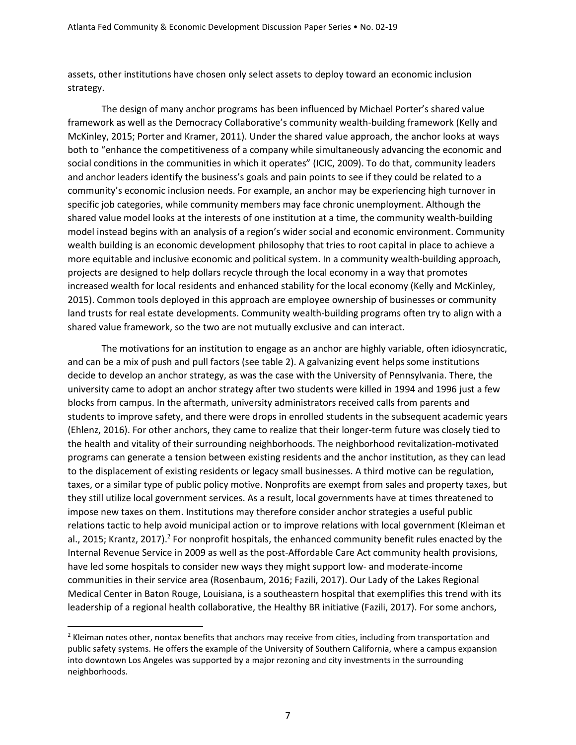assets, other institutions have chosen only select assets to deploy toward an economic inclusion strategy.

The design of many anchor programs has been influenced by Michael Porter's shared value framework as well as the Democracy Collaborative's community wealth-building framework (Kelly and McKinley, 2015; Porter and Kramer, 2011). Under the shared value approach, the anchor looks at ways both to "enhance the competitiveness of a company while simultaneously advancing the economic and social conditions in the communities in which it operates" (ICIC, 2009). To do that, community leaders and anchor leaders identify the business's goals and pain points to see if they could be related to a community's economic inclusion needs. For example, an anchor may be experiencing high turnover in specific job categories, while community members may face chronic unemployment. Although the shared value model looks at the interests of one institution at a time, the community wealth-building model instead begins with an analysis of a region's wider social and economic environment. Community wealth building is an economic development philosophy that tries to root capital in place to achieve a more equitable and inclusive economic and political system. In a community wealth-building approach, projects are designed to help dollars recycle through the local economy in a way that promotes increased wealth for local residents and enhanced stability for the local economy (Kelly and McKinley, 2015). Common tools deployed in this approach are employee ownership of businesses or community land trusts for real estate developments. Community wealth-building programs often try to align with a shared value framework, so the two are not mutually exclusive and can interact.

The motivations for an institution to engage as an anchor are highly variable, often idiosyncratic, and can be a mix of push and pull factors (see table 2). A galvanizing event helps some institutions decide to develop an anchor strategy, as was the case with the University of Pennsylvania. There, the university came to adopt an anchor strategy after two students were killed in 1994 and 1996 just a few blocks from campus. In the aftermath, university administrators received calls from parents and students to improve safety, and there were drops in enrolled students in the subsequent academic years (Ehlenz, 2016). For other anchors, they came to realize that their longer-term future was closely tied to the health and vitality of their surrounding neighborhoods. The neighborhood revitalization-motivated programs can generate a tension between existing residents and the anchor institution, as they can lead to the displacement of existing residents or legacy small businesses. A third motive can be regulation, taxes, or a similar type of public policy motive. Nonprofits are exempt from sales and property taxes, but they still utilize local government services. As a result, local governments have at times threatened to impose new taxes on them. Institutions may therefore consider anchor strategies a useful public relations tactic to help avoid municipal action or to improve relations with local government (Kleiman et al., 2015; Krantz, 2017).[2] For nonprofit hospitals, the enhanced community benefit rules enacted by the Internal Revenue Service in 2009 as well as the post-Affordable Care Act community health provisions, have led some hospitals to consider new ways they might support low- and moderate-income communities in their service area (Rosenbaum, 2016; Fazili, 2017). Our Lady of the Lakes Regional Medical Center in Baton Rouge, Louisiana, is a southeastern hospital that exemplifies this trend with its leadership of a regional health collaborative, the Healthy BR initiative (Fazili, 2017). For some anchors,

[2] Kleiman notes other, nontax benefits that anchors may receive from cities, including from transportation and public safety systems. He offers the example of the University of Southern California, where a campus expansion into downtown Los Angeles was supported by a major rezoning and city investments in the surrounding neighborhoods.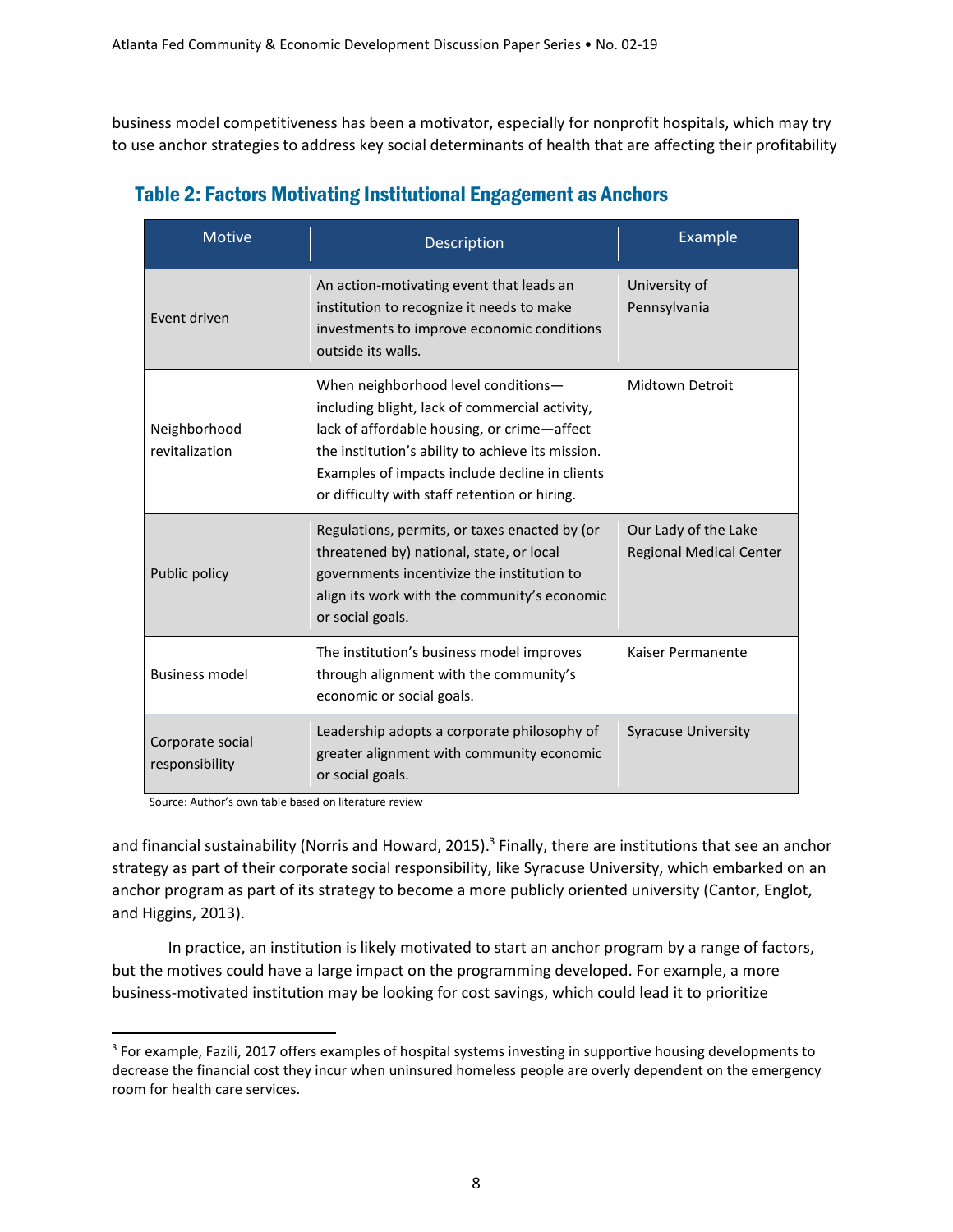business model competitiveness has been a motivator, especially for nonprofit hospitals, which may try to use anchor strategies to address key social determinants of health that are affecting their profitability

## Table 2: Factors Motivating Institutional Engagement as Anchors

| Motive | Description | Example |
|---|---|---|
| Event driven | An action-motivating event that leads an institution to recognize it needs to make investments to improve economic conditions outside its walls. | University of Pennsylvania |
| Neighborhood revitalization | When neighborhood level conditions—including blight, lack of commercial activity, lack of affordable housing, or crime—affect the institution's ability to achieve its mission. Examples of impacts include decline in clients or difficulty with staff retention or hiring. | Midtown Detroit |
| Public policy | Regulations, permits, or taxes enacted by (or threatened by) national, state, or local governments incentivize the institution to align its work with the community's economic or social goals. | Our Lady of the Lake Regional Medical Center |
| Business model | The institution's business model improves through alignment with the community's economic or social goals. | Kaiser Permanente |
| Corporate social responsibility | Leadership adopts a corporate philosophy of greater alignment with community economic or social goals. | Syracuse University |

Source: Author's own table based on literature review

and financial sustainability (Norris and Howard, 2015).[3] Finally, there are institutions that see an anchor strategy as part of their corporate social responsibility, like Syracuse University, which embarked on an anchor program as part of its strategy to become a more publicly oriented university (Cantor, Englot, and Higgins, 2013).

In practice, an institution is likely motivated to start an anchor program by a range of factors, but the motives could have a large impact on the programming developed. For example, a more business-motivated institution may be looking for cost savings, which could lead it to prioritize

---

[3] For example, Fazili, 2017 offers examples of hospital systems investing in supportive housing developments to decrease the financial cost they incur when uninsured homeless people are overly dependent on the emergency room for health care services.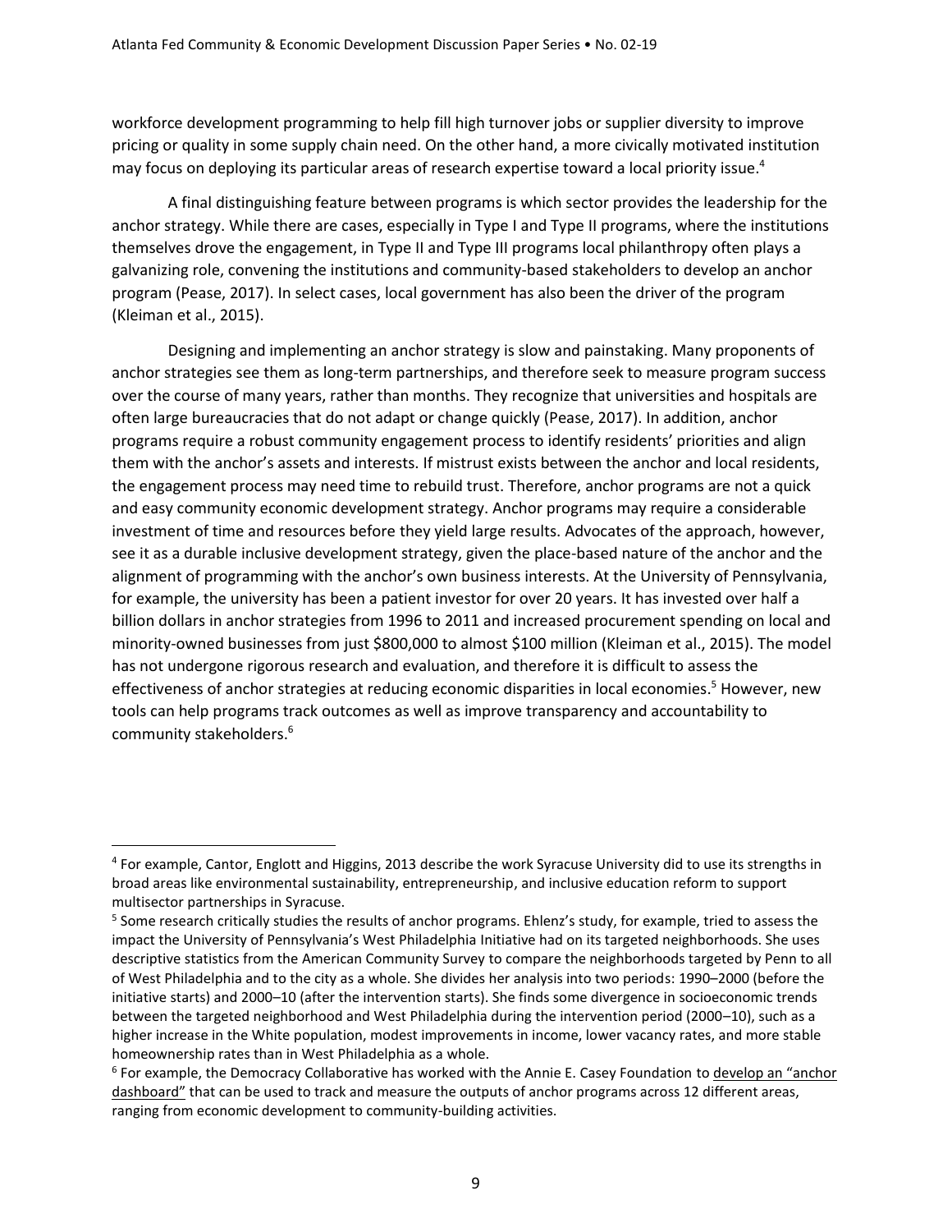workforce development programming to help fill high turnover jobs or supplier diversity to improve pricing or quality in some supply chain need. On the other hand, a more civically motivated institution may focus on deploying its particular areas of research expertise toward a local priority issue.[4]

A final distinguishing feature between programs is which sector provides the leadership for the anchor strategy. While there are cases, especially in Type I and Type II programs, where the institutions themselves drove the engagement, in Type II and Type III programs local philanthropy often plays a galvanizing role, convening the institutions and community-based stakeholders to develop an anchor program (Pease, 2017). In select cases, local government has also been the driver of the program (Kleiman et al., 2015).

Designing and implementing an anchor strategy is slow and painstaking. Many proponents of anchor strategies see them as long-term partnerships, and therefore seek to measure program success over the course of many years, rather than months. They recognize that universities and hospitals are often large bureaucracies that do not adapt or change quickly (Pease, 2017). In addition, anchor programs require a robust community engagement process to identify residents' priorities and align them with the anchor's assets and interests. If mistrust exists between the anchor and local residents, the engagement process may need time to rebuild trust. Therefore, anchor programs are not a quick and easy community economic development strategy. Anchor programs may require a considerable investment of time and resources before they yield large results. Advocates of the approach, however, see it as a durable inclusive development strategy, given the place-based nature of the anchor and the alignment of programming with the anchor's own business interests. At the University of Pennsylvania, for example, the university has been a patient investor for over 20 years. It has invested over half a billion dollars in anchor strategies from 1996 to 2011 and increased procurement spending on local and minority-owned businesses from just $800,000 to almost $100 million (Kleiman et al., 2015). The model has not undergone rigorous research and evaluation, and therefore it is difficult to assess the effectiveness of anchor strategies at reducing economic disparities in local economies.[5] However, new tools can help programs track outcomes as well as improve transparency and accountability to community stakeholders.[6]

---

[4] For example, Cantor, Englott and Higgins, 2013 describe the work Syracuse University did to use its strengths in broad areas like environmental sustainability, entrepreneurship, and inclusive education reform to support multisector partnerships in Syracuse.

[5] Some research critically studies the results of anchor programs. Ehlenz's study, for example, tried to assess the impact the University of Pennsylvania's West Philadelphia Initiative had on its targeted neighborhoods. She uses descriptive statistics from the American Community Survey to compare the neighborhoods targeted by Penn to all of West Philadelphia and to the city as a whole. She divides her analysis into two periods: 1990–2000 (before the initiative starts) and 2000–10 (after the intervention starts). She finds some divergence in socioeconomic trends between the targeted neighborhood and West Philadelphia during the intervention period (2000–10), such as a higher increase in the White population, modest improvements in income, lower vacancy rates, and more stable homeownership rates than in West Philadelphia as a whole.

[6] For example, the Democracy Collaborative has worked with the Annie E. Casey Foundation to develop an "anchor dashboard" that can be used to track and measure the outputs of anchor programs across 12 different areas, ranging from economic development to community-building activities.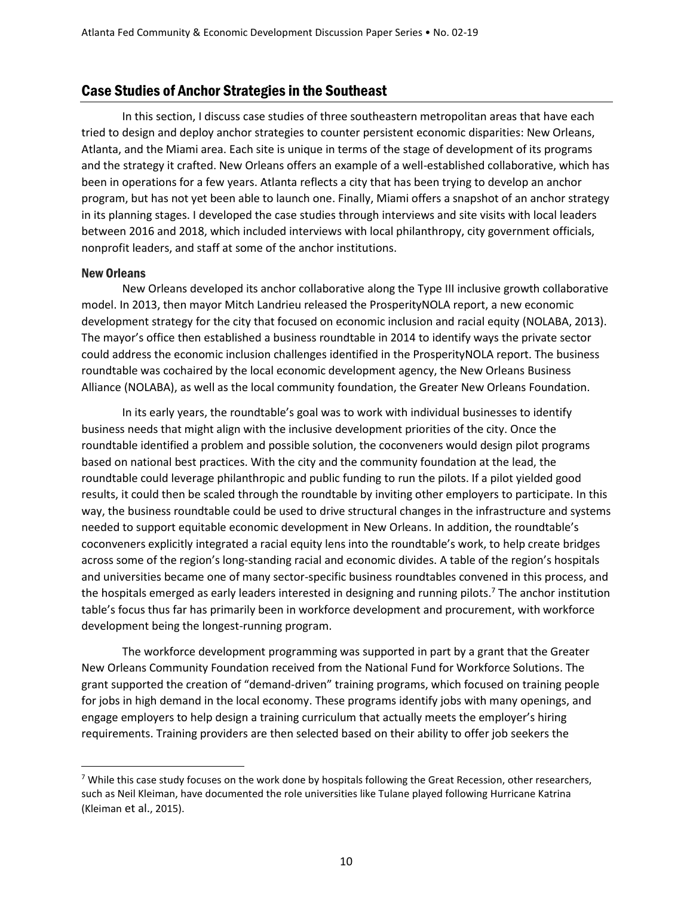## Case Studies of Anchor Strategies in the Southeast

In this section, I discuss case studies of three southeastern metropolitan areas that have each tried to design and deploy anchor strategies to counter persistent economic disparities: New Orleans, Atlanta, and the Miami area. Each site is unique in terms of the stage of development of its programs and the strategy it crafted. New Orleans offers an example of a well-established collaborative, which has been in operations for a few years. Atlanta reflects a city that has been trying to develop an anchor program, but has not yet been able to launch one. Finally, Miami offers a snapshot of an anchor strategy in its planning stages. I developed the case studies through interviews and site visits with local leaders between 2016 and 2018, which included interviews with local philanthropy, city government officials, nonprofit leaders, and staff at some of the anchor institutions.

### New Orleans

New Orleans developed its anchor collaborative along the Type III inclusive growth collaborative model. In 2013, then mayor Mitch Landrieu released the ProsperityNOLA report, a new economic development strategy for the city that focused on economic inclusion and racial equity (NOLABA, 2013). The mayor's office then established a business roundtable in 2014 to identify ways the private sector could address the economic inclusion challenges identified in the ProsperityNOLA report. The business roundtable was cochaired by the local economic development agency, the New Orleans Business Alliance (NOLABA), as well as the local community foundation, the Greater New Orleans Foundation.

In its early years, the roundtable's goal was to work with individual businesses to identify business needs that might align with the inclusive development priorities of the city. Once the roundtable identified a problem and possible solution, the coconveners would design pilot programs based on national best practices. With the city and the community foundation at the lead, the roundtable could leverage philanthropic and public funding to run the pilots. If a pilot yielded good results, it could then be scaled through the roundtable by inviting other employers to participate. In this way, the business roundtable could be used to drive structural changes in the infrastructure and systems needed to support equitable economic development in New Orleans. In addition, the roundtable's coconveners explicitly integrated a racial equity lens into the roundtable's work, to help create bridges across some of the region's long-standing racial and economic divides. A table of the region's hospitals and universities became one of many sector-specific business roundtables convened in this process, and the hospitals emerged as early leaders interested in designing and running pilots.[7] The anchor institution table's focus thus far has primarily been in workforce development and procurement, with workforce development being the longest-running program.

The workforce development programming was supported in part by a grant that the Greater New Orleans Community Foundation received from the National Fund for Workforce Solutions. The grant supported the creation of "demand-driven" training programs, which focused on training people for jobs in high demand in the local economy. These programs identify jobs with many openings, and engage employers to help design a training curriculum that actually meets the employer's hiring requirements. Training providers are then selected based on their ability to offer job seekers the

[7] While this case study focuses on the work done by hospitals following the Great Recession, other researchers, such as Neil Kleiman, have documented the role universities like Tulane played following Hurricane Katrina (Kleiman et al., 2015).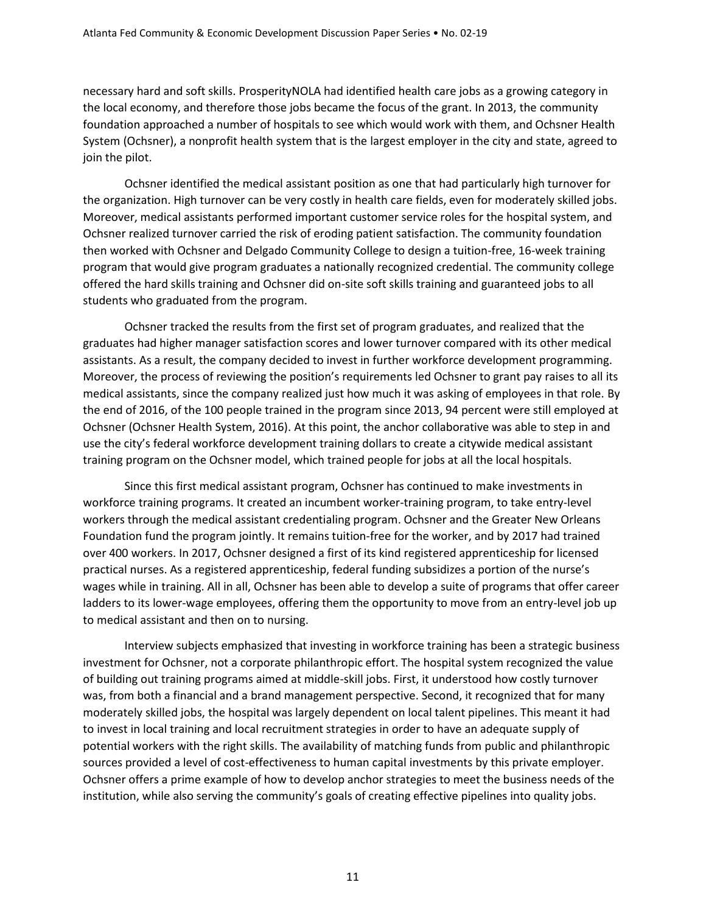necessary hard and soft skills. ProsperityNOLA had identified health care jobs as a growing category in the local economy, and therefore those jobs became the focus of the grant. In 2013, the community foundation approached a number of hospitals to see which would work with them, and Ochsner Health System (Ochsner), a nonprofit health system that is the largest employer in the city and state, agreed to join the pilot.

Ochsner identified the medical assistant position as one that had particularly high turnover for the organization. High turnover can be very costly in health care fields, even for moderately skilled jobs. Moreover, medical assistants performed important customer service roles for the hospital system, and Ochsner realized turnover carried the risk of eroding patient satisfaction. The community foundation then worked with Ochsner and Delgado Community College to design a tuition-free, 16-week training program that would give program graduates a nationally recognized credential. The community college offered the hard skills training and Ochsner did on-site soft skills training and guaranteed jobs to all students who graduated from the program.

Ochsner tracked the results from the first set of program graduates, and realized that the graduates had higher manager satisfaction scores and lower turnover compared with its other medical assistants. As a result, the company decided to invest in further workforce development programming. Moreover, the process of reviewing the position's requirements led Ochsner to grant pay raises to all its medical assistants, since the company realized just how much it was asking of employees in that role. By the end of 2016, of the 100 people trained in the program since 2013, 94 percent were still employed at Ochsner (Ochsner Health System, 2016). At this point, the anchor collaborative was able to step in and use the city's federal workforce development training dollars to create a citywide medical assistant training program on the Ochsner model, which trained people for jobs at all the local hospitals.

Since this first medical assistant program, Ochsner has continued to make investments in workforce training programs. It created an incumbent worker-training program, to take entry-level workers through the medical assistant credentialing program. Ochsner and the Greater New Orleans Foundation fund the program jointly. It remains tuition-free for the worker, and by 2017 had trained over 400 workers. In 2017, Ochsner designed a first of its kind registered apprenticeship for licensed practical nurses. As a registered apprenticeship, federal funding subsidizes a portion of the nurse's wages while in training. All in all, Ochsner has been able to develop a suite of programs that offer career ladders to its lower-wage employees, offering them the opportunity to move from an entry-level job up to medical assistant and then on to nursing.

Interview subjects emphasized that investing in workforce training has been a strategic business investment for Ochsner, not a corporate philanthropic effort. The hospital system recognized the value of building out training programs aimed at middle-skill jobs. First, it understood how costly turnover was, from both a financial and a brand management perspective. Second, it recognized that for many moderately skilled jobs, the hospital was largely dependent on local talent pipelines. This meant it had to invest in local training and local recruitment strategies in order to have an adequate supply of potential workers with the right skills. The availability of matching funds from public and philanthropic sources provided a level of cost-effectiveness to human capital investments by this private employer. Ochsner offers a prime example of how to develop anchor strategies to meet the business needs of the institution, while also serving the community's goals of creating effective pipelines into quality jobs.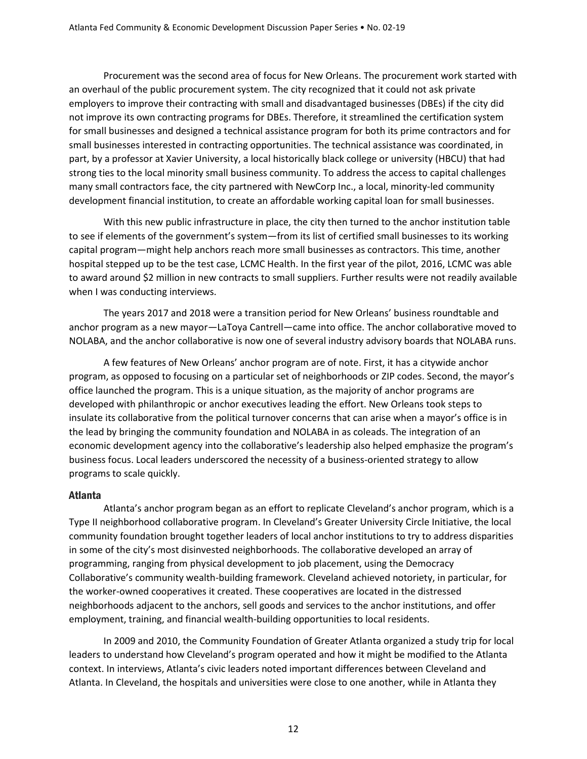Procurement was the second area of focus for New Orleans. The procurement work started with an overhaul of the public procurement system. The city recognized that it could not ask private employers to improve their contracting with small and disadvantaged businesses (DBEs) if the city did not improve its own contracting programs for DBEs. Therefore, it streamlined the certification system for small businesses and designed a technical assistance program for both its prime contractors and for small businesses interested in contracting opportunities. The technical assistance was coordinated, in part, by a professor at Xavier University, a local historically black college or university (HBCU) that had strong ties to the local minority small business community. To address the access to capital challenges many small contractors face, the city partnered with NewCorp Inc., a local, minority-led community development financial institution, to create an affordable working capital loan for small businesses.

With this new public infrastructure in place, the city then turned to the anchor institution table to see if elements of the government's system—from its list of certified small businesses to its working capital program—might help anchors reach more small businesses as contractors. This time, another hospital stepped up to be the test case, LCMC Health. In the first year of the pilot, 2016, LCMC was able to award around $2 million in new contracts to small suppliers. Further results were not readily available when I was conducting interviews.

The years 2017 and 2018 were a transition period for New Orleans' business roundtable and anchor program as a new mayor—LaToya Cantrell—came into office. The anchor collaborative moved to NOLABA, and the anchor collaborative is now one of several industry advisory boards that NOLABA runs.

A few features of New Orleans' anchor program are of note. First, it has a citywide anchor program, as opposed to focusing on a particular set of neighborhoods or ZIP codes. Second, the mayor's office launched the program. This is a unique situation, as the majority of anchor programs are developed with philanthropic or anchor executives leading the effort. New Orleans took steps to insulate its collaborative from the political turnover concerns that can arise when a mayor's office is in the lead by bringing the community foundation and NOLABA in as coleads. The integration of an economic development agency into the collaborative's leadership also helped emphasize the program's business focus. Local leaders underscored the necessity of a business-oriented strategy to allow programs to scale quickly.

### Atlanta

Atlanta's anchor program began as an effort to replicate Cleveland's anchor program, which is a Type II neighborhood collaborative program. In Cleveland's Greater University Circle Initiative, the local community foundation brought together leaders of local anchor institutions to try to address disparities in some of the city's most disinvested neighborhoods. The collaborative developed an array of programming, ranging from physical development to job placement, using the Democracy Collaborative's community wealth-building framework. Cleveland achieved notoriety, in particular, for the worker-owned cooperatives it created. These cooperatives are located in the distressed neighborhoods adjacent to the anchors, sell goods and services to the anchor institutions, and offer employment, training, and financial wealth-building opportunities to local residents.

In 2009 and 2010, the Community Foundation of Greater Atlanta organized a study trip for local leaders to understand how Cleveland's program operated and how it might be modified to the Atlanta context. In interviews, Atlanta's civic leaders noted important differences between Cleveland and Atlanta. In Cleveland, the hospitals and universities were close to one another, while in Atlanta they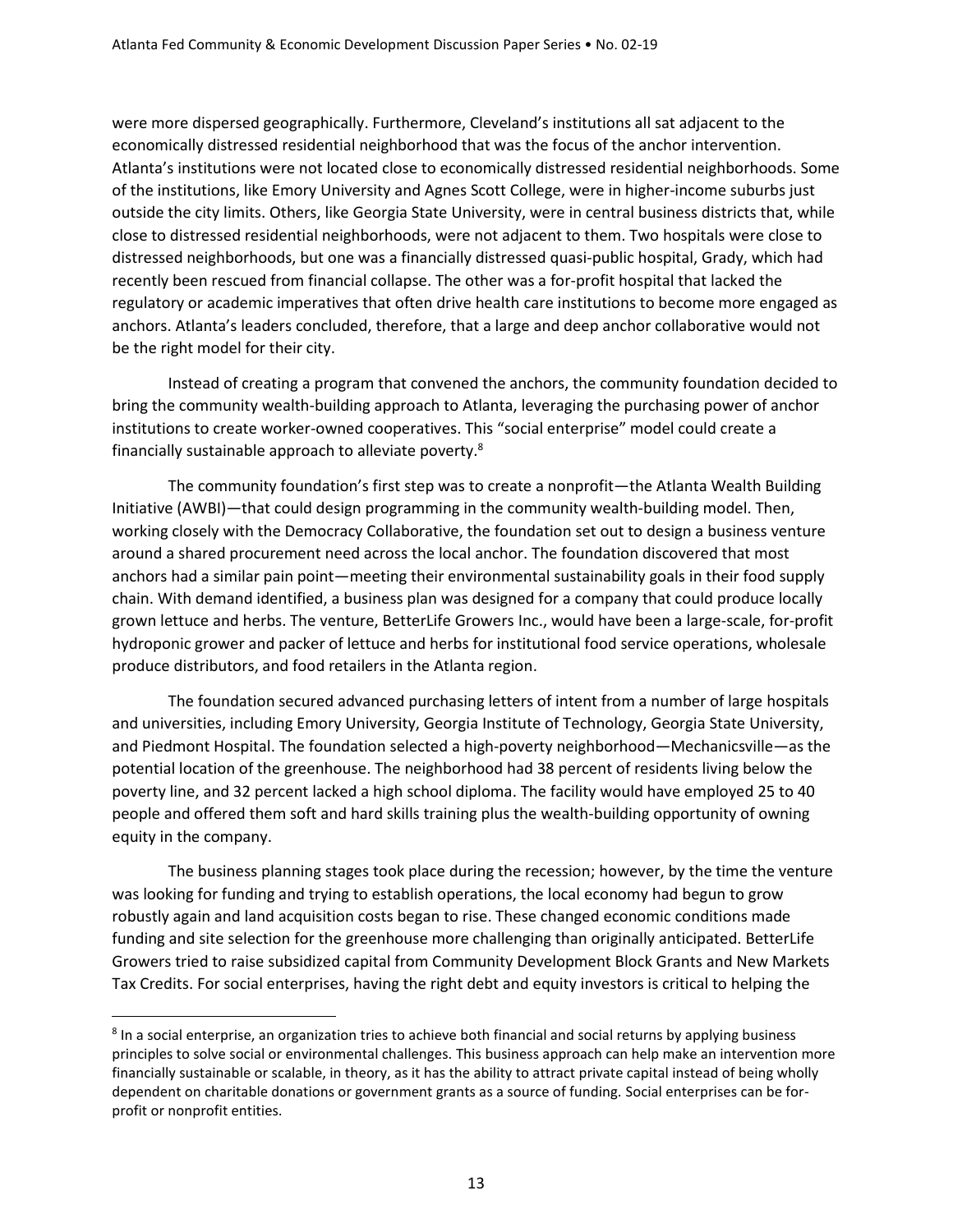were more dispersed geographically. Furthermore, Cleveland's institutions all sat adjacent to the economically distressed residential neighborhood that was the focus of the anchor intervention. Atlanta's institutions were not located close to economically distressed residential neighborhoods. Some of the institutions, like Emory University and Agnes Scott College, were in higher-income suburbs just outside the city limits. Others, like Georgia State University, were in central business districts that, while close to distressed residential neighborhoods, were not adjacent to them. Two hospitals were close to distressed neighborhoods, but one was a financially distressed quasi-public hospital, Grady, which had recently been rescued from financial collapse. The other was a for-profit hospital that lacked the regulatory or academic imperatives that often drive health care institutions to become more engaged as anchors. Atlanta's leaders concluded, therefore, that a large and deep anchor collaborative would not be the right model for their city.

Instead of creating a program that convened the anchors, the community foundation decided to bring the community wealth-building approach to Atlanta, leveraging the purchasing power of anchor institutions to create worker-owned cooperatives. This "social enterprise" model could create a financially sustainable approach to alleviate poverty.[8]

The community foundation's first step was to create a nonprofit—the Atlanta Wealth Building Initiative (AWBI)—that could design programming in the community wealth-building model. Then, working closely with the Democracy Collaborative, the foundation set out to design a business venture around a shared procurement need across the local anchor. The foundation discovered that most anchors had a similar pain point—meeting their environmental sustainability goals in their food supply chain. With demand identified, a business plan was designed for a company that could produce locally grown lettuce and herbs. The venture, BetterLife Growers Inc., would have been a large-scale, for-profit hydroponic grower and packer of lettuce and herbs for institutional food service operations, wholesale produce distributors, and food retailers in the Atlanta region.

The foundation secured advanced purchasing letters of intent from a number of large hospitals and universities, including Emory University, Georgia Institute of Technology, Georgia State University, and Piedmont Hospital. The foundation selected a high-poverty neighborhood—Mechanicsville—as the potential location of the greenhouse. The neighborhood had 38 percent of residents living below the poverty line, and 32 percent lacked a high school diploma. The facility would have employed 25 to 40 people and offered them soft and hard skills training plus the wealth-building opportunity of owning equity in the company.

The business planning stages took place during the recession; however, by the time the venture was looking for funding and trying to establish operations, the local economy had begun to grow robustly again and land acquisition costs began to rise. These changed economic conditions made funding and site selection for the greenhouse more challenging than originally anticipated. BetterLife Growers tried to raise subsidized capital from Community Development Block Grants and New Markets Tax Credits. For social enterprises, having the right debt and equity investors is critical to helping the

[8] In a social enterprise, an organization tries to achieve both financial and social returns by applying business principles to solve social or environmental challenges. This business approach can help make an intervention more financially sustainable or scalable, in theory, as it has the ability to attract private capital instead of being wholly dependent on charitable donations or government grants as a source of funding. Social enterprises can be for-profit or nonprofit entities.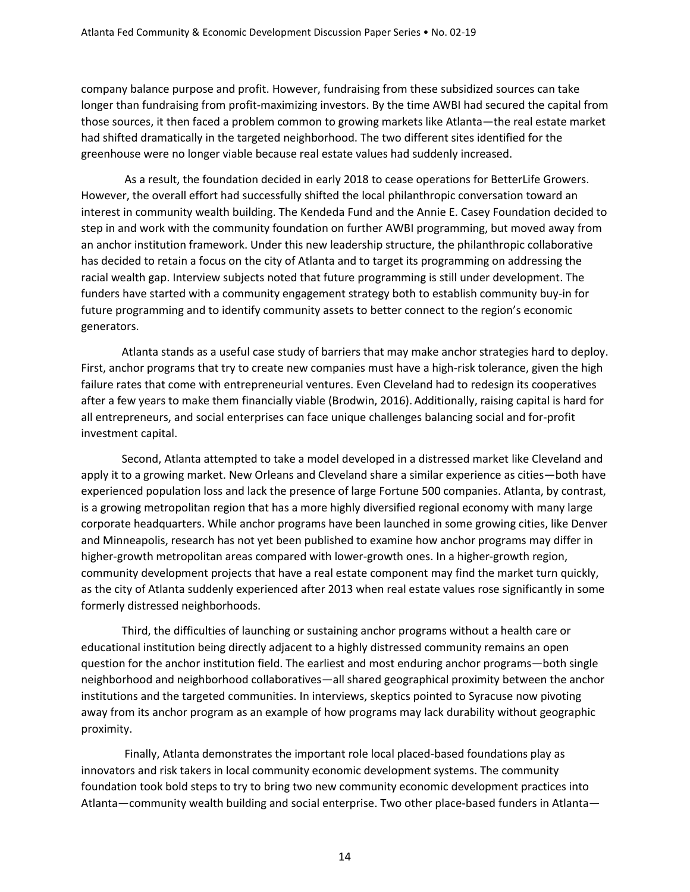company balance purpose and profit. However, fundraising from these subsidized sources can take longer than fundraising from profit-maximizing investors. By the time AWBI had secured the capital from those sources, it then faced a problem common to growing markets like Atlanta—the real estate market had shifted dramatically in the targeted neighborhood. The two different sites identified for the greenhouse were no longer viable because real estate values had suddenly increased.

As a result, the foundation decided in early 2018 to cease operations for BetterLife Growers. However, the overall effort had successfully shifted the local philanthropic conversation toward an interest in community wealth building. The Kendeda Fund and the Annie E. Casey Foundation decided to step in and work with the community foundation on further AWBI programming, but moved away from an anchor institution framework. Under this new leadership structure, the philanthropic collaborative has decided to retain a focus on the city of Atlanta and to target its programming on addressing the racial wealth gap. Interview subjects noted that future programming is still under development. The funders have started with a community engagement strategy both to establish community buy-in for future programming and to identify community assets to better connect to the region's economic generators.

Atlanta stands as a useful case study of barriers that may make anchor strategies hard to deploy. First, anchor programs that try to create new companies must have a high-risk tolerance, given the high failure rates that come with entrepreneurial ventures. Even Cleveland had to redesign its cooperatives after a few years to make them financially viable (Brodwin, 2016). Additionally, raising capital is hard for all entrepreneurs, and social enterprises can face unique challenges balancing social and for-profit investment capital.

Second, Atlanta attempted to take a model developed in a distressed market like Cleveland and apply it to a growing market. New Orleans and Cleveland share a similar experience as cities—both have experienced population loss and lack the presence of large Fortune 500 companies. Atlanta, by contrast, is a growing metropolitan region that has a more highly diversified regional economy with many large corporate headquarters. While anchor programs have been launched in some growing cities, like Denver and Minneapolis, research has not yet been published to examine how anchor programs may differ in higher-growth metropolitan areas compared with lower-growth ones. In a higher-growth region, community development projects that have a real estate component may find the market turn quickly, as the city of Atlanta suddenly experienced after 2013 when real estate values rose significantly in some formerly distressed neighborhoods.

Third, the difficulties of launching or sustaining anchor programs without a health care or educational institution being directly adjacent to a highly distressed community remains an open question for the anchor institution field. The earliest and most enduring anchor programs—both single neighborhood and neighborhood collaboratives—all shared geographical proximity between the anchor institutions and the targeted communities. In interviews, skeptics pointed to Syracuse now pivoting away from its anchor program as an example of how programs may lack durability without geographic proximity.

Finally, Atlanta demonstrates the important role local placed-based foundations play as innovators and risk takers in local community economic development systems. The community foundation took bold steps to try to bring two new community economic development practices into Atlanta—community wealth building and social enterprise. Two other place-based funders in Atlanta—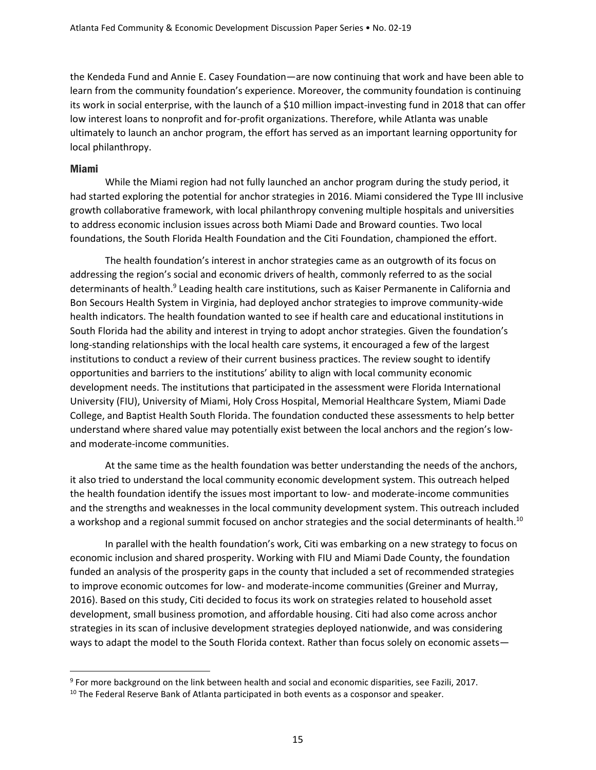the Kendeda Fund and Annie E. Casey Foundation—are now continuing that work and have been able to learn from the community foundation's experience. Moreover, the community foundation is continuing its work in social enterprise, with the launch of a $10 million impact-investing fund in 2018 that can offer low interest loans to nonprofit and for-profit organizations. Therefore, while Atlanta was unable ultimately to launch an anchor program, the effort has served as an important learning opportunity for local philanthropy.

### Miami

While the Miami region had not fully launched an anchor program during the study period, it had started exploring the potential for anchor strategies in 2016. Miami considered the Type III inclusive growth collaborative framework, with local philanthropy convening multiple hospitals and universities to address economic inclusion issues across both Miami Dade and Broward counties. Two local foundations, the South Florida Health Foundation and the Citi Foundation, championed the effort.

The health foundation's interest in anchor strategies came as an outgrowth of its focus on addressing the region's social and economic drivers of health, commonly referred to as the social determinants of health.[9] Leading health care institutions, such as Kaiser Permanente in California and Bon Secours Health System in Virginia, had deployed anchor strategies to improve community-wide health indicators. The health foundation wanted to see if health care and educational institutions in South Florida had the ability and interest in trying to adopt anchor strategies. Given the foundation's long-standing relationships with the local health care systems, it encouraged a few of the largest institutions to conduct a review of their current business practices. The review sought to identify opportunities and barriers to the institutions' ability to align with local community economic development needs. The institutions that participated in the assessment were Florida International University (FIU), University of Miami, Holy Cross Hospital, Memorial Healthcare System, Miami Dade College, and Baptist Health South Florida. The foundation conducted these assessments to help better understand where shared value may potentially exist between the local anchors and the region's low- and moderate-income communities.

At the same time as the health foundation was better understanding the needs of the anchors, it also tried to understand the local community economic development system. This outreach helped the health foundation identify the issues most important to low- and moderate-income communities and the strengths and weaknesses in the local community development system. This outreach included a workshop and a regional summit focused on anchor strategies and the social determinants of health.[10]

In parallel with the health foundation's work, Citi was embarking on a new strategy to focus on economic inclusion and shared prosperity. Working with FIU and Miami Dade County, the foundation funded an analysis of the prosperity gaps in the county that included a set of recommended strategies to improve economic outcomes for low- and moderate-income communities (Greiner and Murray, 2016). Based on this study, Citi decided to focus its work on strategies related to household asset development, small business promotion, and affordable housing. Citi had also come across anchor strategies in its scan of inclusive development strategies deployed nationwide, and was considering ways to adapt the model to the South Florida context. Rather than focus solely on economic assets—

---

[9] For more background on the link between health and social and economic disparities, see Fazili, 2017.

[10] The Federal Reserve Bank of Atlanta participated in both events as a cosponsor and speaker.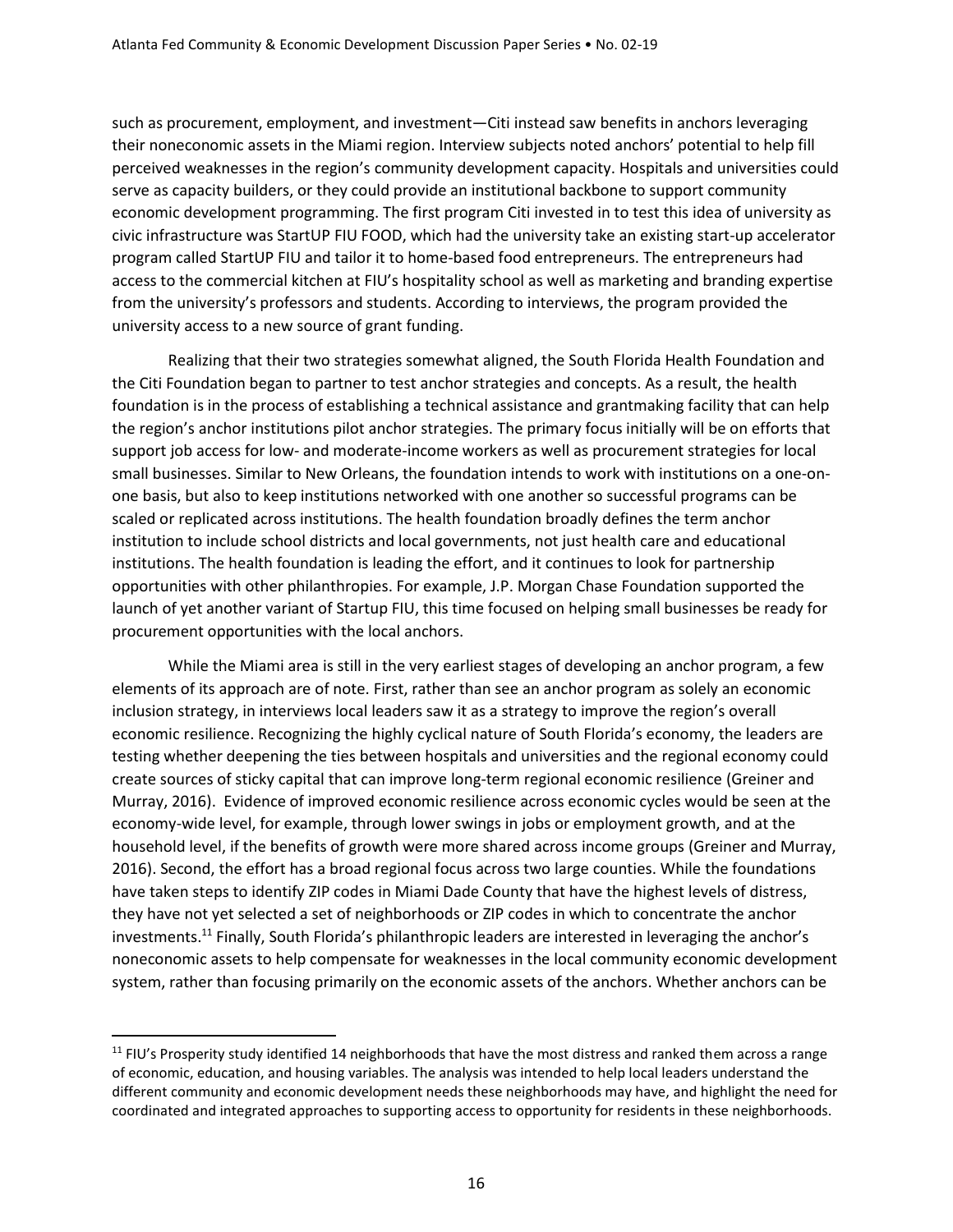such as procurement, employment, and investment—Citi instead saw benefits in anchors leveraging their noneconomic assets in the Miami region. Interview subjects noted anchors' potential to help fill perceived weaknesses in the region's community development capacity. Hospitals and universities could serve as capacity builders, or they could provide an institutional backbone to support community economic development programming. The first program Citi invested in to test this idea of university as civic infrastructure was StartUP FIU FOOD, which had the university take an existing start-up accelerator program called StartUP FIU and tailor it to home-based food entrepreneurs. The entrepreneurs had access to the commercial kitchen at FIU's hospitality school as well as marketing and branding expertise from the university's professors and students. According to interviews, the program provided the university access to a new source of grant funding.

Realizing that their two strategies somewhat aligned, the South Florida Health Foundation and the Citi Foundation began to partner to test anchor strategies and concepts. As a result, the health foundation is in the process of establishing a technical assistance and grantmaking facility that can help the region's anchor institutions pilot anchor strategies. The primary focus initially will be on efforts that support job access for low- and moderate-income workers as well as procurement strategies for local small businesses. Similar to New Orleans, the foundation intends to work with institutions on a one-on-one basis, but also to keep institutions networked with one another so successful programs can be scaled or replicated across institutions. The health foundation broadly defines the term anchor institution to include school districts and local governments, not just health care and educational institutions. The health foundation is leading the effort, and it continues to look for partnership opportunities with other philanthropies. For example, J.P. Morgan Chase Foundation supported the launch of yet another variant of Startup FIU, this time focused on helping small businesses be ready for procurement opportunities with the local anchors.

While the Miami area is still in the very earliest stages of developing an anchor program, a few elements of its approach are of note. First, rather than see an anchor program as solely an economic inclusion strategy, in interviews local leaders saw it as a strategy to improve the region's overall economic resilience. Recognizing the highly cyclical nature of South Florida's economy, the leaders are testing whether deepening the ties between hospitals and universities and the regional economy could create sources of sticky capital that can improve long-term regional economic resilience (Greiner and Murray, 2016). Evidence of improved economic resilience across economic cycles would be seen at the economy-wide level, for example, through lower swings in jobs or employment growth, and at the household level, if the benefits of growth were more shared across income groups (Greiner and Murray, 2016). Second, the effort has a broad regional focus across two large counties. While the foundations have taken steps to identify ZIP codes in Miami Dade County that have the highest levels of distress, they have not yet selected a set of neighborhoods or ZIP codes in which to concentrate the anchor investments.[11] Finally, South Florida's philanthropic leaders are interested in leveraging the anchor's noneconomic assets to help compensate for weaknesses in the local community economic development system, rather than focusing primarily on the economic assets of the anchors. Whether anchors can be

---

[11] FIU's Prosperity study identified 14 neighborhoods that have the most distress and ranked them across a range of economic, education, and housing variables. The analysis was intended to help local leaders understand the different community and economic development needs these neighborhoods may have, and highlight the need for coordinated and integrated approaches to supporting access to opportunity for residents in these neighborhoods.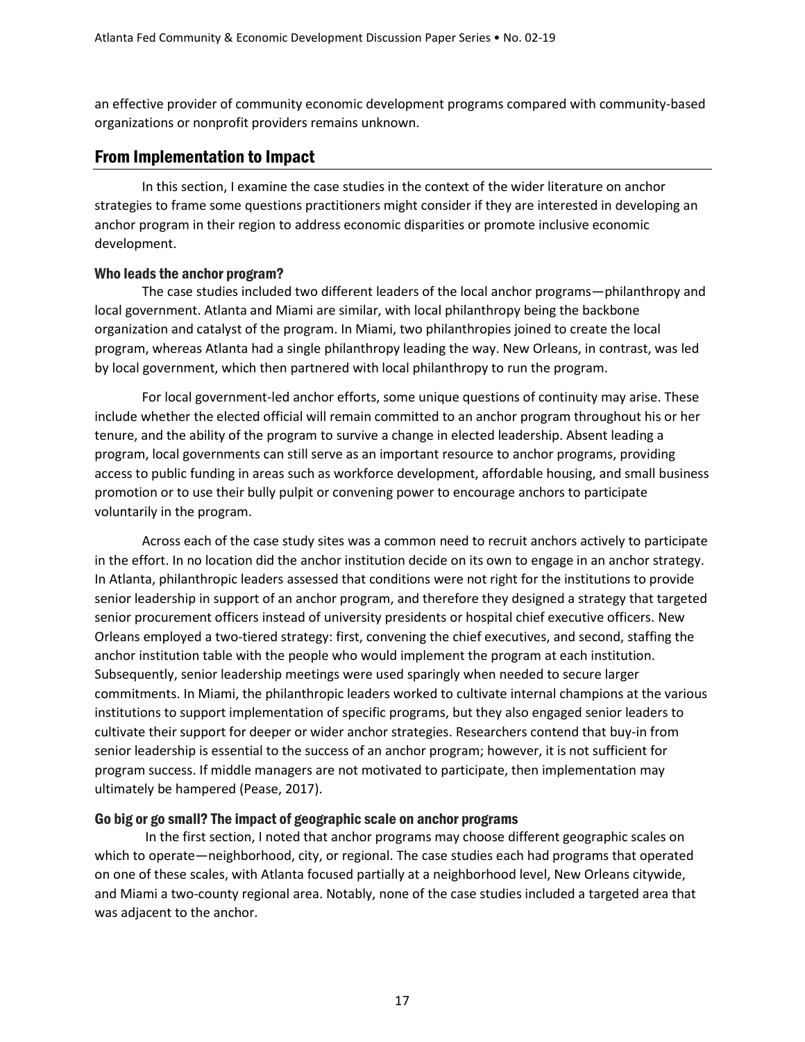an effective provider of community economic development programs compared with community-based organizations or nonprofit providers remains unknown.

## From Implementation to Impact

In this section, I examine the case studies in the context of the wider literature on anchor strategies to frame some questions practitioners might consider if they are interested in developing an anchor program in their region to address economic disparities or promote inclusive economic development.

### Who leads the anchor program?

The case studies included two different leaders of the local anchor programs—philanthropy and local government. Atlanta and Miami are similar, with local philanthropy being the backbone organization and catalyst of the program. In Miami, two philanthropies joined to create the local program, whereas Atlanta had a single philanthropy leading the way. New Orleans, in contrast, was led by local government, which then partnered with local philanthropy to run the program.

For local government-led anchor efforts, some unique questions of continuity may arise. These include whether the elected official will remain committed to an anchor program throughout his or her tenure, and the ability of the program to survive a change in elected leadership. Absent leading a program, local governments can still serve as an important resource to anchor programs, providing access to public funding in areas such as workforce development, affordable housing, and small business promotion or to use their bully pulpit or convening power to encourage anchors to participate voluntarily in the program.

Across each of the case study sites was a common need to recruit anchors actively to participate in the effort. In no location did the anchor institution decide on its own to engage in an anchor strategy. In Atlanta, philanthropic leaders assessed that conditions were not right for the institutions to provide senior leadership in support of an anchor program, and therefore they designed a strategy that targeted senior procurement officers instead of university presidents or hospital chief executive officers. New Orleans employed a two-tiered strategy: first, convening the chief executives, and second, staffing the anchor institution table with the people who would implement the program at each institution. Subsequently, senior leadership meetings were used sparingly when needed to secure larger commitments. In Miami, the philanthropic leaders worked to cultivate internal champions at the various institutions to support implementation of specific programs, but they also engaged senior leaders to cultivate their support for deeper or wider anchor strategies. Researchers contend that buy-in from senior leadership is essential to the success of an anchor program; however, it is not sufficient for program success. If middle managers are not motivated to participate, then implementation may ultimately be hampered (Pease, 2017).

### Go big or go small? The impact of geographic scale on anchor programs

In the first section, I noted that anchor programs may choose different geographic scales on which to operate—neighborhood, city, or regional. The case studies each had programs that operated on one of these scales, with Atlanta focused partially at a neighborhood level, New Orleans citywide, and Miami a two-county regional area. Notably, none of the case studies included a targeted area that was adjacent to the anchor.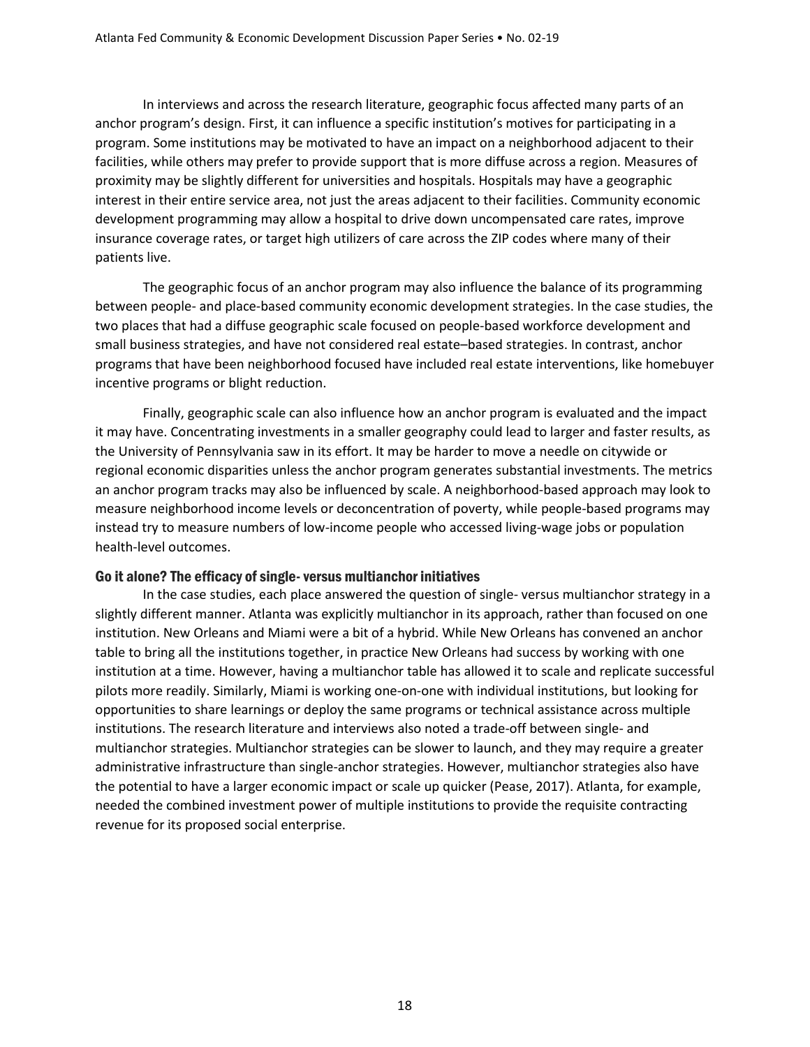In interviews and across the research literature, geographic focus affected many parts of an anchor program's design. First, it can influence a specific institution's motives for participating in a program. Some institutions may be motivated to have an impact on a neighborhood adjacent to their facilities, while others may prefer to provide support that is more diffuse across a region. Measures of proximity may be slightly different for universities and hospitals. Hospitals may have a geographic interest in their entire service area, not just the areas adjacent to their facilities. Community economic development programming may allow a hospital to drive down uncompensated care rates, improve insurance coverage rates, or target high utilizers of care across the ZIP codes where many of their patients live.

The geographic focus of an anchor program may also influence the balance of its programming between people- and place-based community economic development strategies. In the case studies, the two places that had a diffuse geographic scale focused on people-based workforce development and small business strategies, and have not considered real estate–based strategies. In contrast, anchor programs that have been neighborhood focused have included real estate interventions, like homebuyer incentive programs or blight reduction.

Finally, geographic scale can also influence how an anchor program is evaluated and the impact it may have. Concentrating investments in a smaller geography could lead to larger and faster results, as the University of Pennsylvania saw in its effort. It may be harder to move a needle on citywide or regional economic disparities unless the anchor program generates substantial investments. The metrics an anchor program tracks may also be influenced by scale. A neighborhood-based approach may look to measure neighborhood income levels or deconcentration of poverty, while people-based programs may instead try to measure numbers of low-income people who accessed living-wage jobs or population health-level outcomes.

### Go it alone? The efficacy of single- versus multianchor initiatives

In the case studies, each place answered the question of single- versus multianchor strategy in a slightly different manner. Atlanta was explicitly multianchor in its approach, rather than focused on one institution. New Orleans and Miami were a bit of a hybrid. While New Orleans has convened an anchor table to bring all the institutions together, in practice New Orleans had success by working with one institution at a time. However, having a multianchor table has allowed it to scale and replicate successful pilots more readily. Similarly, Miami is working one-on-one with individual institutions, but looking for opportunities to share learnings or deploy the same programs or technical assistance across multiple institutions. The research literature and interviews also noted a trade-off between single- and multianchor strategies. Multianchor strategies can be slower to launch, and they may require a greater administrative infrastructure than single-anchor strategies. However, multianchor strategies also have the potential to have a larger economic impact or scale up quicker (Pease, 2017). Atlanta, for example, needed the combined investment power of multiple institutions to provide the requisite contracting revenue for its proposed social enterprise.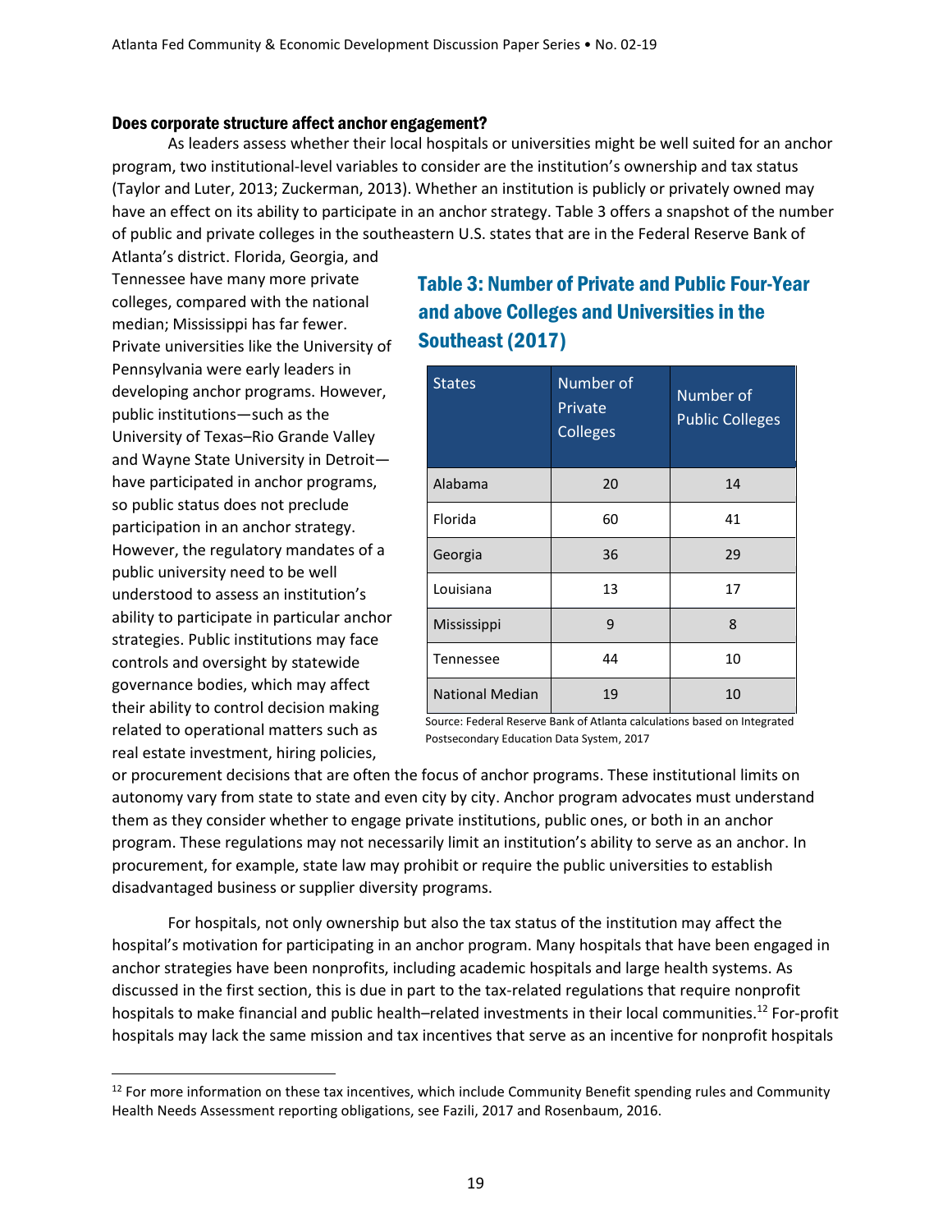### Does corporate structure affect anchor engagement?

As leaders assess whether their local hospitals or universities might be well suited for an anchor program, two institutional-level variables to consider are the institution's ownership and tax status (Taylor and Luter, 2013; Zuckerman, 2013). Whether an institution is publicly or privately owned may have an effect on its ability to participate in an anchor strategy. Table 3 offers a snapshot of the number of public and private colleges in the southeastern U.S. states that are in the Federal Reserve Bank of Atlanta's district. Florida, Georgia, and Tennessee have many more private colleges, compared with the national median; Mississippi has far fewer. Private universities like the University of Pennsylvania were early leaders in developing anchor programs. However, public institutions—such as the University of Texas–Rio Grande Valley and Wayne State University in Detroit—have participated in anchor programs, so public status does not preclude participation in an anchor strategy. However, the regulatory mandates of a public university need to be well understood to assess an institution's ability to participate in particular anchor strategies. Public institutions may face controls and oversight by statewide governance bodies, which may affect their ability to control decision making related to operational matters such as real estate investment, hiring policies, or procurement decisions that are often the focus of anchor programs. These institutional limits on autonomy vary from state to state and even city by city. Anchor program advocates must understand them as they consider whether to engage private institutions, public ones, or both in an anchor program. These regulations may not necessarily limit an institution's ability to serve as an anchor. In procurement, for example, state law may prohibit or require the public universities to establish disadvantaged business or supplier diversity programs.

#### Table 3: Number of Private and Public Four-Year and above Colleges and Universities in the Southeast (2017)

| States | Number of Private Colleges | Number of Public Colleges |
|---|---|---|
| Alabama | 20 | 14 |
| Florida | 60 | 41 |
| Georgia | 36 | 29 |
| Louisiana | 13 | 17 |
| Mississippi | 9 | 8 |
| Tennessee | 44 | 10 |
| National Median | 19 | 10 |

Source: Federal Reserve Bank of Atlanta calculations based on Integrated Postsecondary Education Data System, 2017

For hospitals, not only ownership but also the tax status of the institution may affect the hospital's motivation for participating in an anchor program. Many hospitals that have been engaged in anchor strategies have been nonprofits, including academic hospitals and large health systems. As discussed in the first section, this is due in part to the tax-related regulations that require nonprofit hospitals to make financial and public health–related investments in their local communities.[12] For-profit hospitals may lack the same mission and tax incentives that serve as an incentive for nonprofit hospitals

[12] For more information on these tax incentives, which include Community Benefit spending rules and Community Health Needs Assessment reporting obligations, see Fazili, 2017 and Rosenbaum, 2016.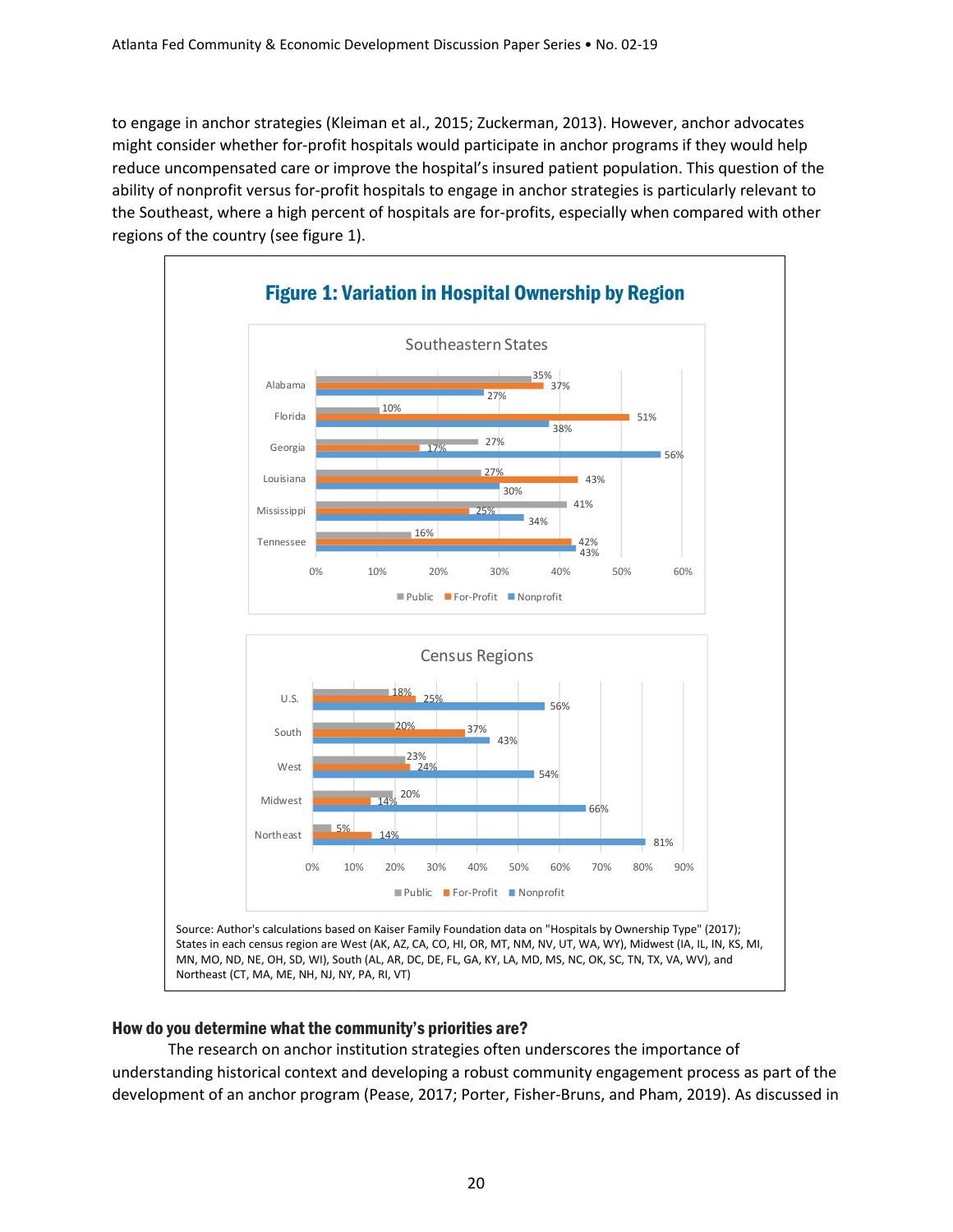to engage in anchor strategies (Kleiman et al., 2015; Zuckerman, 2013). However, anchor advocates might consider whether for-profit hospitals would participate in anchor programs if they would help reduce uncompensated care or improve the hospital's insured patient population. This question of the ability of nonprofit versus for-profit hospitals to engage in anchor strategies is particularly relevant to the Southeast, where a high percent of hospitals are for-profits, especially when compared with other regions of the country (see figure 1).

**Figure 1: Variation in Hospital Ownership by Region**

Southeastern States

| State | Public | For-Profit | Nonprofit |
|---|---|---|---|
| Alabama | 35% | 37% | 27% |
| Florida | 10% | 51% | 38% |
| Georgia | 27% | 17% | 56% |
| Louisiana | 27% | 43% | 30% |
| Mississippi | 41% | 25% | 34% |
| Tennessee | 16% | 42% | 43% |

Census Regions

| Region | Public | For-Profit | Nonprofit |
|---|---|---|---|
| U.S. | 18% | 25% | 56% |
| South | 20% | 37% | 43% |
| West | 23% | 24% | 54% |
| Midwest | 20% | 14% | 66% |
| Northeast | 5% | 14% | 81% |

Source: Author's calculations based on Kaiser Family Foundation data on "Hospitals by Ownership Type" (2017); States in each census region are West (AK, AZ, CA, CO, HI, OR, MT, NM, NV, UT, WA, WY), Midwest (IA, IL, IN, KS, MI, MN, MO, ND, NE, OH, SD, WI), South (AL, AR, DC, DE, FL, GA, KY, LA, MD, MS, NC, OK, SC, TN, TX, VA, WV), and Northeast (CT, MA, ME, NH, NJ, NY, PA, RI, VT)

### How do you determine what the community's priorities are?

The research on anchor institution strategies often underscores the importance of understanding historical context and developing a robust community engagement process as part of the development of an anchor program (Pease, 2017; Porter, Fisher-Bruns, and Pham, 2019). As discussed in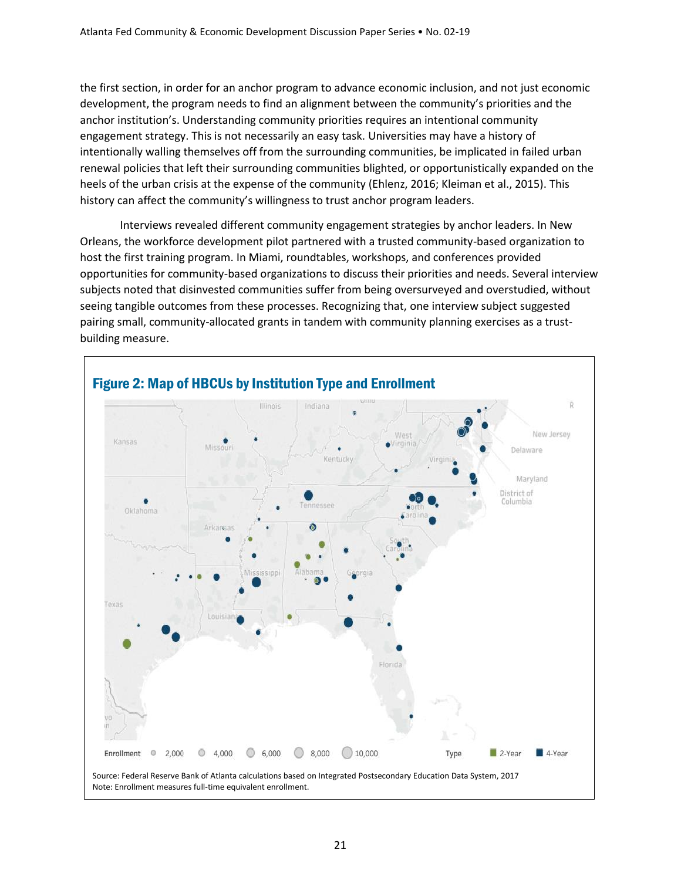the first section, in order for an anchor program to advance economic inclusion, and not just economic development, the program needs to find an alignment between the community's priorities and the anchor institution's. Understanding community priorities requires an intentional community engagement strategy. This is not necessarily an easy task. Universities may have a history of intentionally walling themselves off from the surrounding communities, be implicated in failed urban renewal policies that left their surrounding communities blighted, or opportunistically expanded on the heels of the urban crisis at the expense of the community (Ehlenz, 2016; Kleiman et al., 2015). This history can affect the community's willingness to trust anchor program leaders.

Interviews revealed different community engagement strategies by anchor leaders. In New Orleans, the workforce development pilot partnered with a trusted community-based organization to host the first training program. In Miami, roundtables, workshops, and conferences provided opportunities for community-based organizations to discuss their priorities and needs. Several interview subjects noted that disinvested communities suffer from being oversurveyed and overstudied, without seeing tangible outcomes from these processes. Recognizing that, one interview subject suggested pairing small, community-allocated grants in tandem with community planning exercises as a trust-building measure.

**Figure 2: Map of HBCUs by Institution Type and Enrollment**

Source: Federal Reserve Bank of Atlanta calculations based on Integrated Postsecondary Education Data System, 2017
Note: Enrollment measures full-time equivalent enrollment.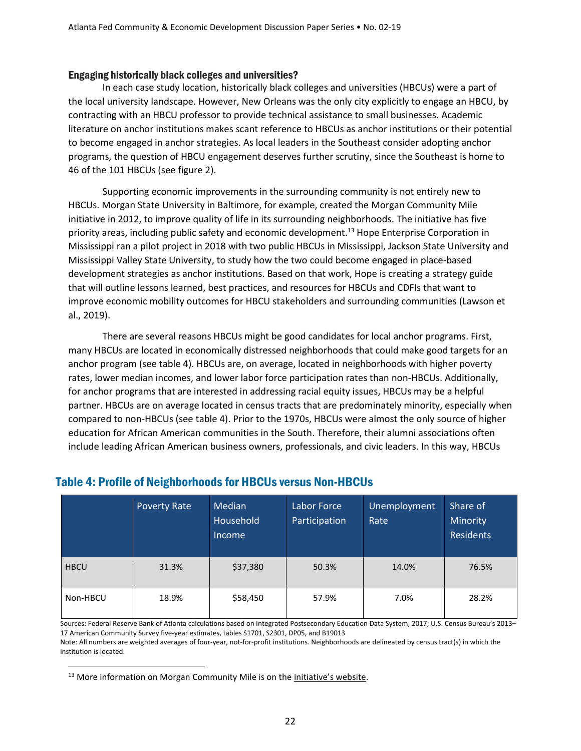### Engaging historically black colleges and universities?

In each case study location, historically black colleges and universities (HBCUs) were a part of the local university landscape. However, New Orleans was the only city explicitly to engage an HBCU, by contracting with an HBCU professor to provide technical assistance to small businesses. Academic literature on anchor institutions makes scant reference to HBCUs as anchor institutions or their potential to become engaged in anchor strategies. As local leaders in the Southeast consider adopting anchor programs, the question of HBCU engagement deserves further scrutiny, since the Southeast is home to 46 of the 101 HBCUs (see figure 2).

Supporting economic improvements in the surrounding community is not entirely new to HBCUs. Morgan State University in Baltimore, for example, created the Morgan Community Mile initiative in 2012, to improve quality of life in its surrounding neighborhoods. The initiative has five priority areas, including public safety and economic development.[13] Hope Enterprise Corporation in Mississippi ran a pilot project in 2018 with two public HBCUs in Mississippi, Jackson State University and Mississippi Valley State University, to study how the two could become engaged in place-based development strategies as anchor institutions. Based on that work, Hope is creating a strategy guide that will outline lessons learned, best practices, and resources for HBCUs and CDFIs that want to improve economic mobility outcomes for HBCU stakeholders and surrounding communities (Lawson et al., 2019).

There are several reasons HBCUs might be good candidates for local anchor programs. First, many HBCUs are located in economically distressed neighborhoods that could make good targets for an anchor program (see table 4). HBCUs are, on average, located in neighborhoods with higher poverty rates, lower median incomes, and lower labor force participation rates than non-HBCUs. Additionally, for anchor programs that are interested in addressing racial equity issues, HBCUs may be a helpful partner. HBCUs are on average located in census tracts that are predominately minority, especially when compared to non-HBCUs (see table 4). Prior to the 1970s, HBCUs were almost the only source of higher education for African American communities in the South. Therefore, their alumni associations often include leading African American business owners, professionals, and civic leaders. In this way, HBCUs

## Table 4: Profile of Neighborhoods for HBCUs versus Non-HBCUs

| | Poverty Rate | Median Household Income | Labor Force Participation | Unemployment Rate | Share of Minority Residents |
|---|---|---|---|---|---|
| HBCU | 31.3% | $37,380 | 50.3% | 14.0% | 76.5% |
| Non-HBCU | 18.9% | $58,450 | 57.9% | 7.0% | 28.2% |

Sources: Federal Reserve Bank of Atlanta calculations based on Integrated Postsecondary Education Data System, 2017; U.S. Census Bureau's 2013–17 American Community Survey five-year estimates, tables S1701, S2301, DP05, and B19013

Note: All numbers are weighted averages of four-year, not-for-profit institutions. Neighborhoods are delineated by census tract(s) in which the institution is located.

[13] More information on Morgan Community Mile is on the initiative's website.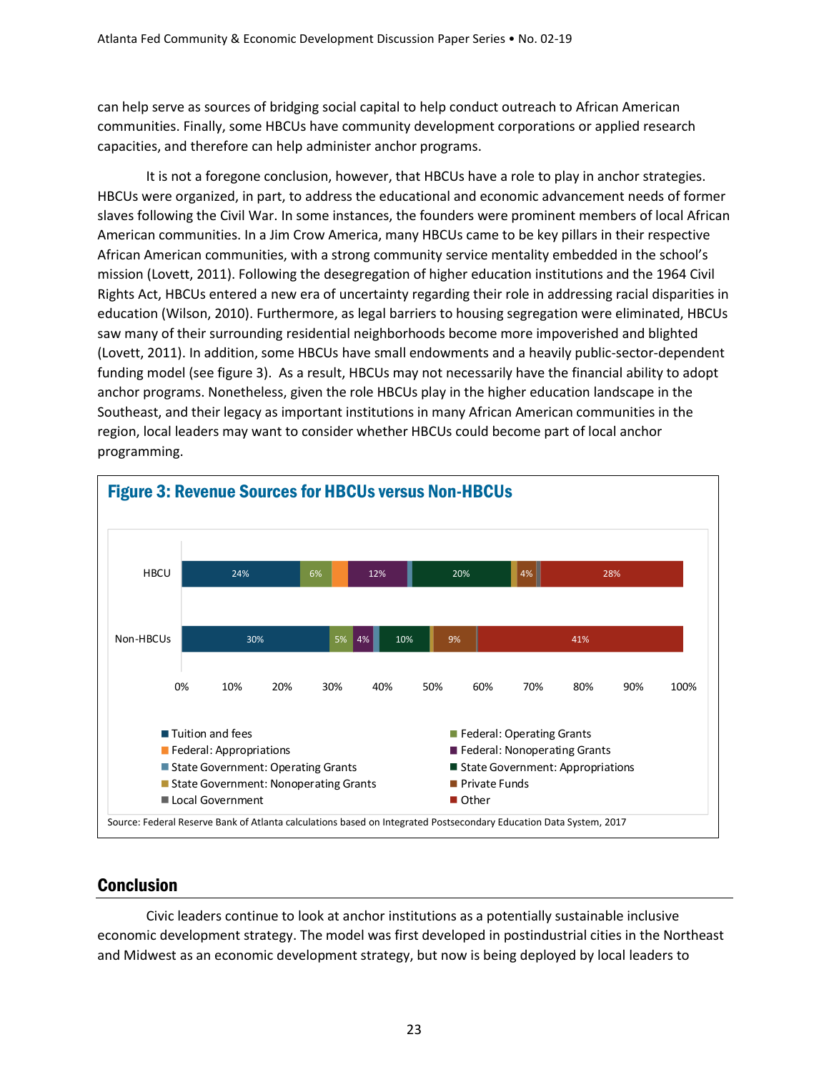can help serve as sources of bridging social capital to help conduct outreach to African American communities. Finally, some HBCUs have community development corporations or applied research capacities, and therefore can help administer anchor programs.

It is not a foregone conclusion, however, that HBCUs have a role to play in anchor strategies. HBCUs were organized, in part, to address the educational and economic advancement needs of former slaves following the Civil War. In some instances, the founders were prominent members of local African American communities. In a Jim Crow America, many HBCUs came to be key pillars in their respective African American communities, with a strong community service mentality embedded in the school's mission (Lovett, 2011). Following the desegregation of higher education institutions and the 1964 Civil Rights Act, HBCUs entered a new era of uncertainty regarding their role in addressing racial disparities in education (Wilson, 2010). Furthermore, as legal barriers to housing segregation were eliminated, HBCUs saw many of their surrounding residential neighborhoods become more impoverished and blighted (Lovett, 2011). In addition, some HBCUs have small endowments and a heavily public-sector-dependent funding model (see figure 3). As a result, HBCUs may not necessarily have the financial ability to adopt anchor programs. Nonetheless, given the role HBCUs play in the higher education landscape in the Southeast, and their legacy as important institutions in many African American communities in the region, local leaders may want to consider whether HBCUs could become part of local anchor programming.

**Figure 3: Revenue Sources for HBCUs versus Non-HBCUs**

| | Tuition and fees | Federal: Operating Grants | Federal: Appropriations | Federal: Nonoperating Grants | State Government: Operating Grants | State Government: Appropriations | State Government: Nonoperating Grants | Private Funds | Local Government | Other |
|---|---|---|---|---|---|---|---|---|---|---|
| HBCU | 24% | 6% | | 12% | | 20% | | 4% | | 28% |
| Non-HBCUs | 30% | 5% | | 4% | | 10% | | 9% | | 41% |

Source: Federal Reserve Bank of Atlanta calculations based on Integrated Postsecondary Education Data System, 2017

## Conclusion

Civic leaders continue to look at anchor institutions as a potentially sustainable inclusive economic development strategy. The model was first developed in postindustrial cities in the Northeast and Midwest as an economic development strategy, but now is being deployed by local leaders to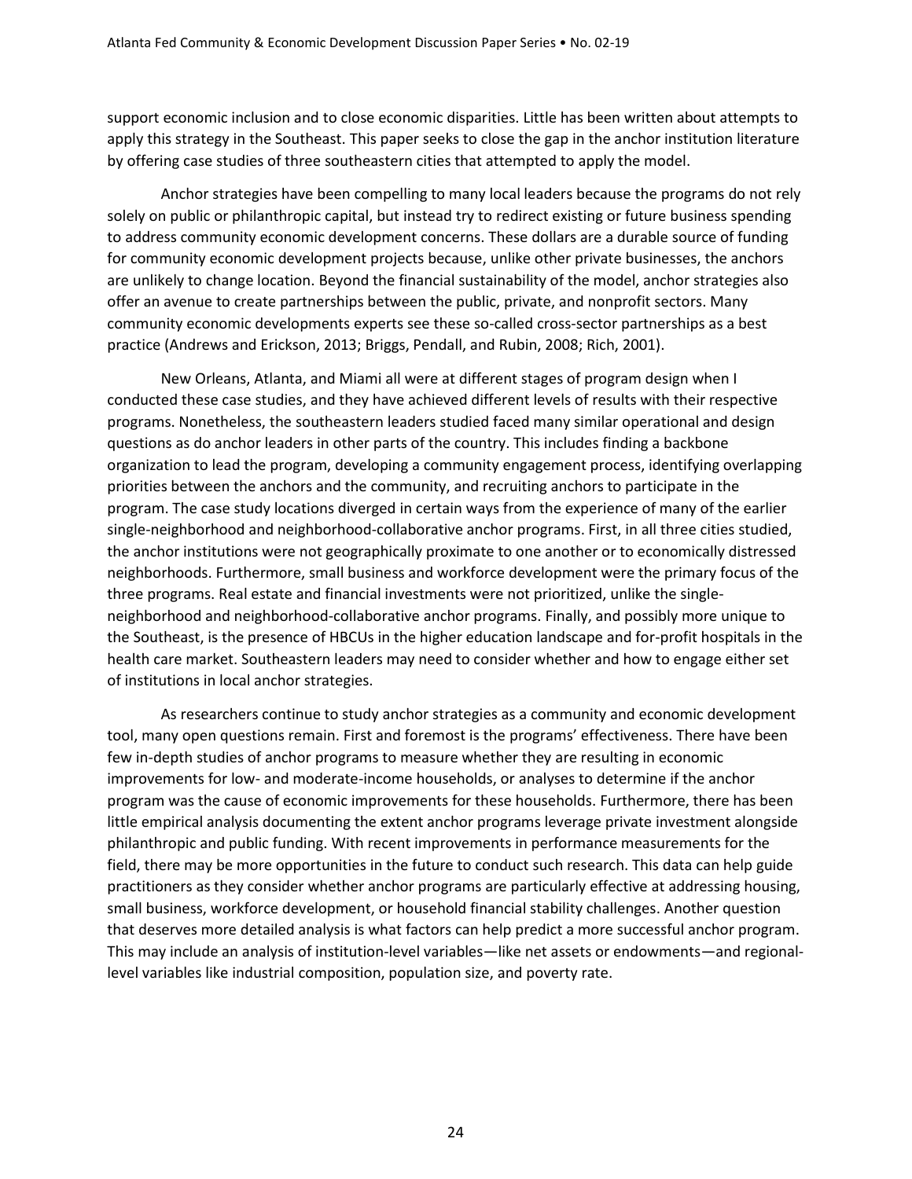support economic inclusion and to close economic disparities. Little has been written about attempts to apply this strategy in the Southeast. This paper seeks to close the gap in the anchor institution literature by offering case studies of three southeastern cities that attempted to apply the model.

Anchor strategies have been compelling to many local leaders because the programs do not rely solely on public or philanthropic capital, but instead try to redirect existing or future business spending to address community economic development concerns. These dollars are a durable source of funding for community economic development projects because, unlike other private businesses, the anchors are unlikely to change location. Beyond the financial sustainability of the model, anchor strategies also offer an avenue to create partnerships between the public, private, and nonprofit sectors. Many community economic developments experts see these so-called cross-sector partnerships as a best practice (Andrews and Erickson, 2013; Briggs, Pendall, and Rubin, 2008; Rich, 2001).

New Orleans, Atlanta, and Miami all were at different stages of program design when I conducted these case studies, and they have achieved different levels of results with their respective programs. Nonetheless, the southeastern leaders studied faced many similar operational and design questions as do anchor leaders in other parts of the country. This includes finding a backbone organization to lead the program, developing a community engagement process, identifying overlapping priorities between the anchors and the community, and recruiting anchors to participate in the program. The case study locations diverged in certain ways from the experience of many of the earlier single-neighborhood and neighborhood-collaborative anchor programs. First, in all three cities studied, the anchor institutions were not geographically proximate to one another or to economically distressed neighborhoods. Furthermore, small business and workforce development were the primary focus of the three programs. Real estate and financial investments were not prioritized, unlike the single-neighborhood and neighborhood-collaborative anchor programs. Finally, and possibly more unique to the Southeast, is the presence of HBCUs in the higher education landscape and for-profit hospitals in the health care market. Southeastern leaders may need to consider whether and how to engage either set of institutions in local anchor strategies.

As researchers continue to study anchor strategies as a community and economic development tool, many open questions remain. First and foremost is the programs' effectiveness. There have been few in-depth studies of anchor programs to measure whether they are resulting in economic improvements for low- and moderate-income households, or analyses to determine if the anchor program was the cause of economic improvements for these households. Furthermore, there has been little empirical analysis documenting the extent anchor programs leverage private investment alongside philanthropic and public funding. With recent improvements in performance measurements for the field, there may be more opportunities in the future to conduct such research. This data can help guide practitioners as they consider whether anchor programs are particularly effective at addressing housing, small business, workforce development, or household financial stability challenges. Another question that deserves more detailed analysis is what factors can help predict a more successful anchor program. This may include an analysis of institution-level variables—like net assets or endowments—and regional-level variables like industrial composition, population size, and poverty rate.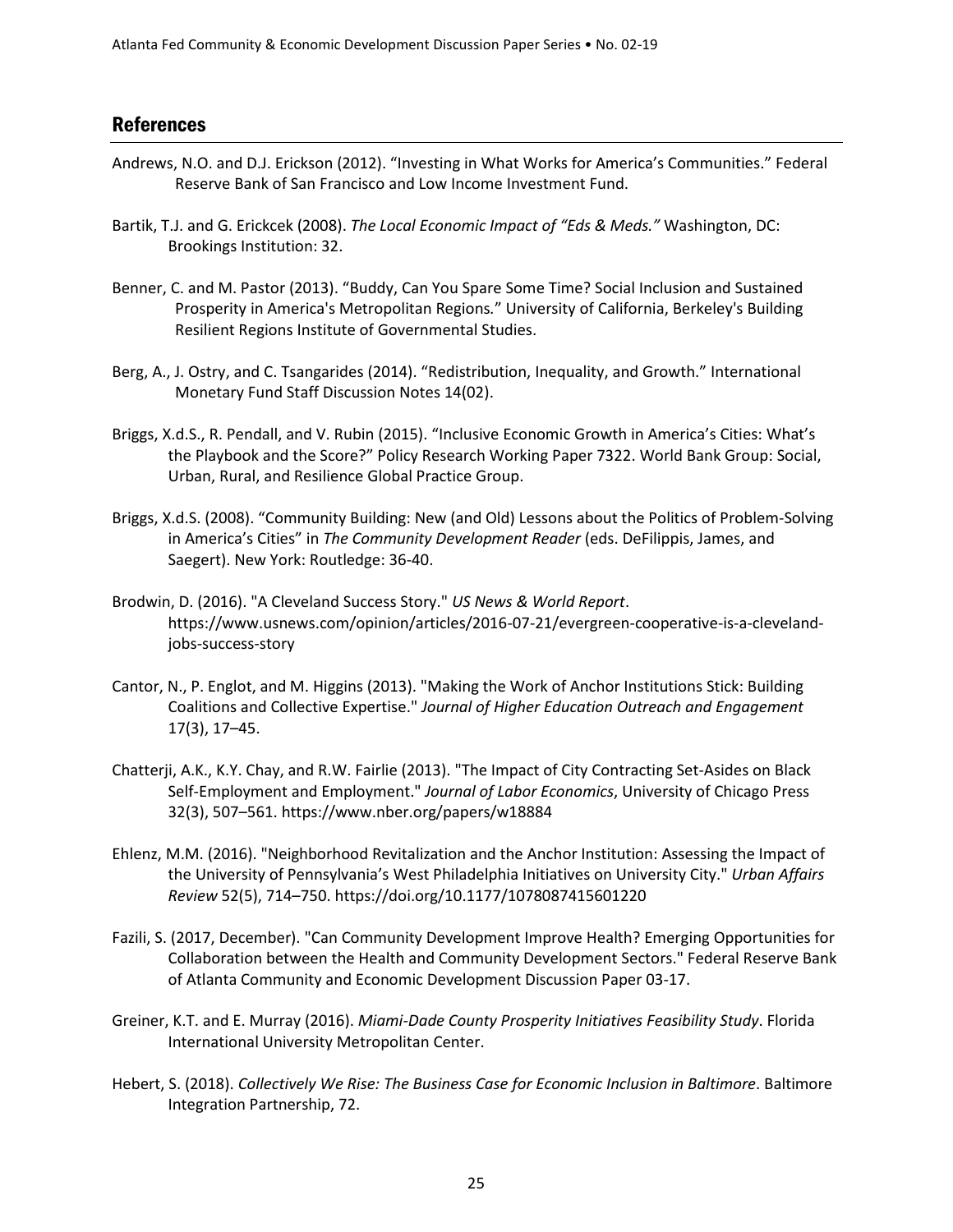## References

Andrews, N.O. and D.J. Erickson (2012). “Investing in What Works for America’s Communities.” Federal Reserve Bank of San Francisco and Low Income Investment Fund.

Bartik, T.J. and G. Erickcek (2008). *The Local Economic Impact of “Eds & Meds.”* Washington, DC: Brookings Institution: 32.

Benner, C. and M. Pastor (2013). “Buddy, Can You Spare Some Time? Social Inclusion and Sustained Prosperity in America's Metropolitan Regions.” University of California, Berkeley's Building Resilient Regions Institute of Governmental Studies.

Berg, A., J. Ostry, and C. Tsangarides (2014). “Redistribution, Inequality, and Growth.” International Monetary Fund Staff Discussion Notes 14(02).

Briggs, X.d.S., R. Pendall, and V. Rubin (2015). “Inclusive Economic Growth in America’s Cities: What’s the Playbook and the Score?” Policy Research Working Paper 7322. World Bank Group: Social, Urban, Rural, and Resilience Global Practice Group.

Briggs, X.d.S. (2008). “Community Building: New (and Old) Lessons about the Politics of Problem-Solving in America’s Cities” in *The Community Development Reader* (eds. DeFilippis, James, and Saegert). New York: Routledge: 36-40.

Brodwin, D. (2016). "A Cleveland Success Story." *US News & World Report*. https://www.usnews.com/opinion/articles/2016-07-21/evergreen-cooperative-is-a-cleveland-jobs-success-story

Cantor, N., P. Englot, and M. Higgins (2013). "Making the Work of Anchor Institutions Stick: Building Coalitions and Collective Expertise." *Journal of Higher Education Outreach and Engagement* 17(3), 17–45.

Chatterji, A.K., K.Y. Chay, and R.W. Fairlie (2013). "The Impact of City Contracting Set-Asides on Black Self-Employment and Employment." *Journal of Labor Economics*, University of Chicago Press 32(3), 507–561. https://www.nber.org/papers/w18884

Ehlenz, M.M. (2016). "Neighborhood Revitalization and the Anchor Institution: Assessing the Impact of the University of Pennsylvania’s West Philadelphia Initiatives on University City." *Urban Affairs Review* 52(5), 714–750. https://doi.org/10.1177/1078087415601220

Fazili, S. (2017, December). "Can Community Development Improve Health? Emerging Opportunities for Collaboration between the Health and Community Development Sectors." Federal Reserve Bank of Atlanta Community and Economic Development Discussion Paper 03-17.

Greiner, K.T. and E. Murray (2016). *Miami-Dade County Prosperity Initiatives Feasibility Study*. Florida International University Metropolitan Center.

Hebert, S. (2018). *Collectively We Rise: The Business Case for Economic Inclusion in Baltimore*. Baltimore Integration Partnership, 72.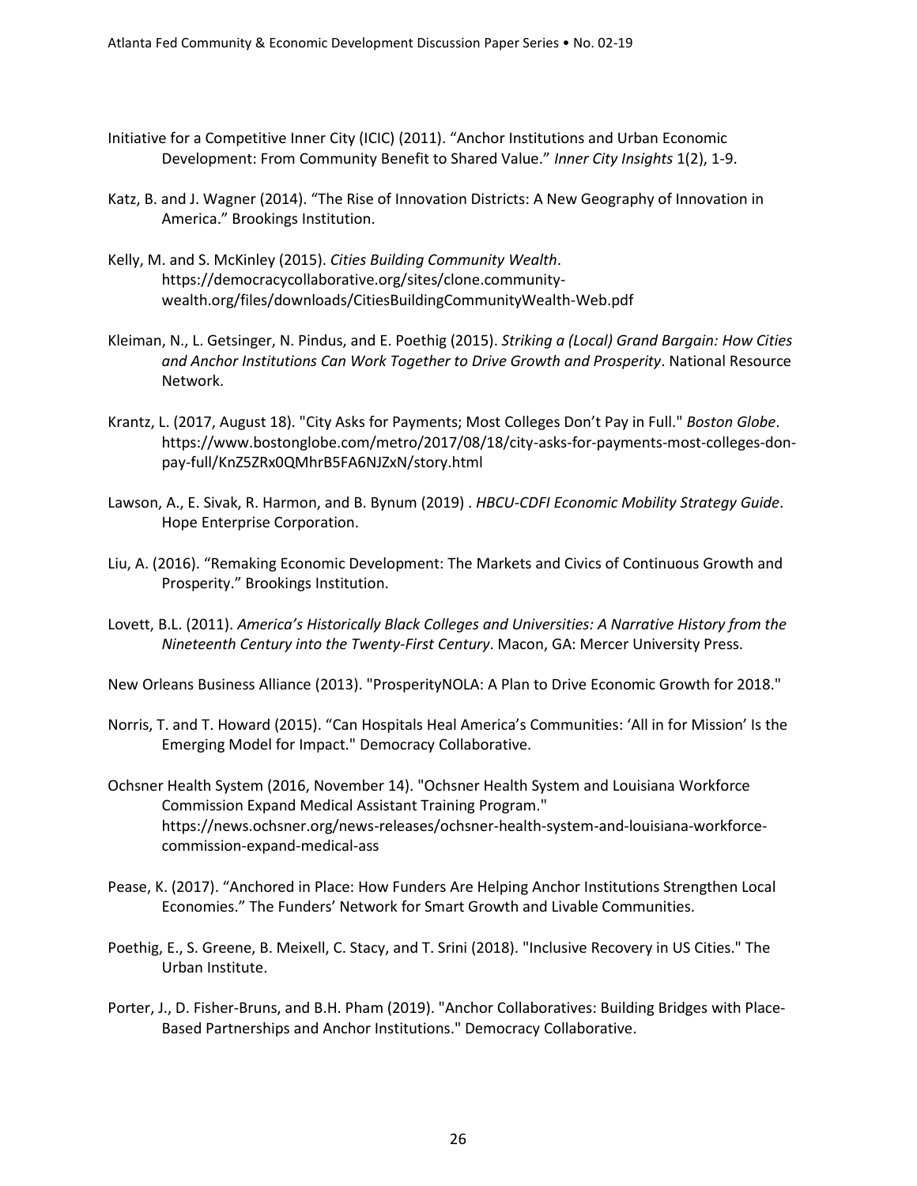Initiative for a Competitive Inner City (ICIC) (2011). “Anchor Institutions and Urban Economic Development: From Community Benefit to Shared Value.” *Inner City Insights* 1(2), 1-9.

Katz, B. and J. Wagner (2014). “The Rise of Innovation Districts: A New Geography of Innovation in America.” Brookings Institution.

Kelly, M. and S. McKinley (2015). *Cities Building Community Wealth*. https://democracycollaborative.org/sites/clone.community-wealth.org/files/downloads/CitiesBuildingCommunityWealth-Web.pdf

Kleiman, N., L. Getsinger, N. Pindus, and E. Poethig (2015). *Striking a (Local) Grand Bargain: How Cities and Anchor Institutions Can Work Together to Drive Growth and Prosperity*. National Resource Network.

Krantz, L. (2017, August 18). "City Asks for Payments; Most Colleges Don’t Pay in Full." *Boston Globe*. https://www.bostonglobe.com/metro/2017/08/18/city-asks-for-payments-most-colleges-don-pay-full/KnZ5ZRx0QMhrB5FA6NJZxN/story.html

Lawson, A., E. Sivak, R. Harmon, and B. Bynum (2019) . *HBCU-CDFI Economic Mobility Strategy Guide*. Hope Enterprise Corporation.

Liu, A. (2016). “Remaking Economic Development: The Markets and Civics of Continuous Growth and Prosperity.” Brookings Institution.

Lovett, B.L. (2011). *America’s Historically Black Colleges and Universities: A Narrative History from the Nineteenth Century into the Twenty-First Century*. Macon, GA: Mercer University Press.

New Orleans Business Alliance (2013). "ProsperityNOLA: A Plan to Drive Economic Growth for 2018."

Norris, T. and T. Howard (2015). “Can Hospitals Heal America’s Communities: ‘All in for Mission’ Is the Emerging Model for Impact." Democracy Collaborative.

Ochsner Health System (2016, November 14). "Ochsner Health System and Louisiana Workforce Commission Expand Medical Assistant Training Program." https://news.ochsner.org/news-releases/ochsner-health-system-and-louisiana-workforce-commission-expand-medical-ass

Pease, K. (2017). “Anchored in Place: How Funders Are Helping Anchor Institutions Strengthen Local Economies.” The Funders’ Network for Smart Growth and Livable Communities.

Poethig, E., S. Greene, B. Meixell, C. Stacy, and T. Srini (2018). "Inclusive Recovery in US Cities." The Urban Institute.

Porter, J., D. Fisher-Bruns, and B.H. Pham (2019). "Anchor Collaboratives: Building Bridges with Place-Based Partnerships and Anchor Institutions." Democracy Collaborative.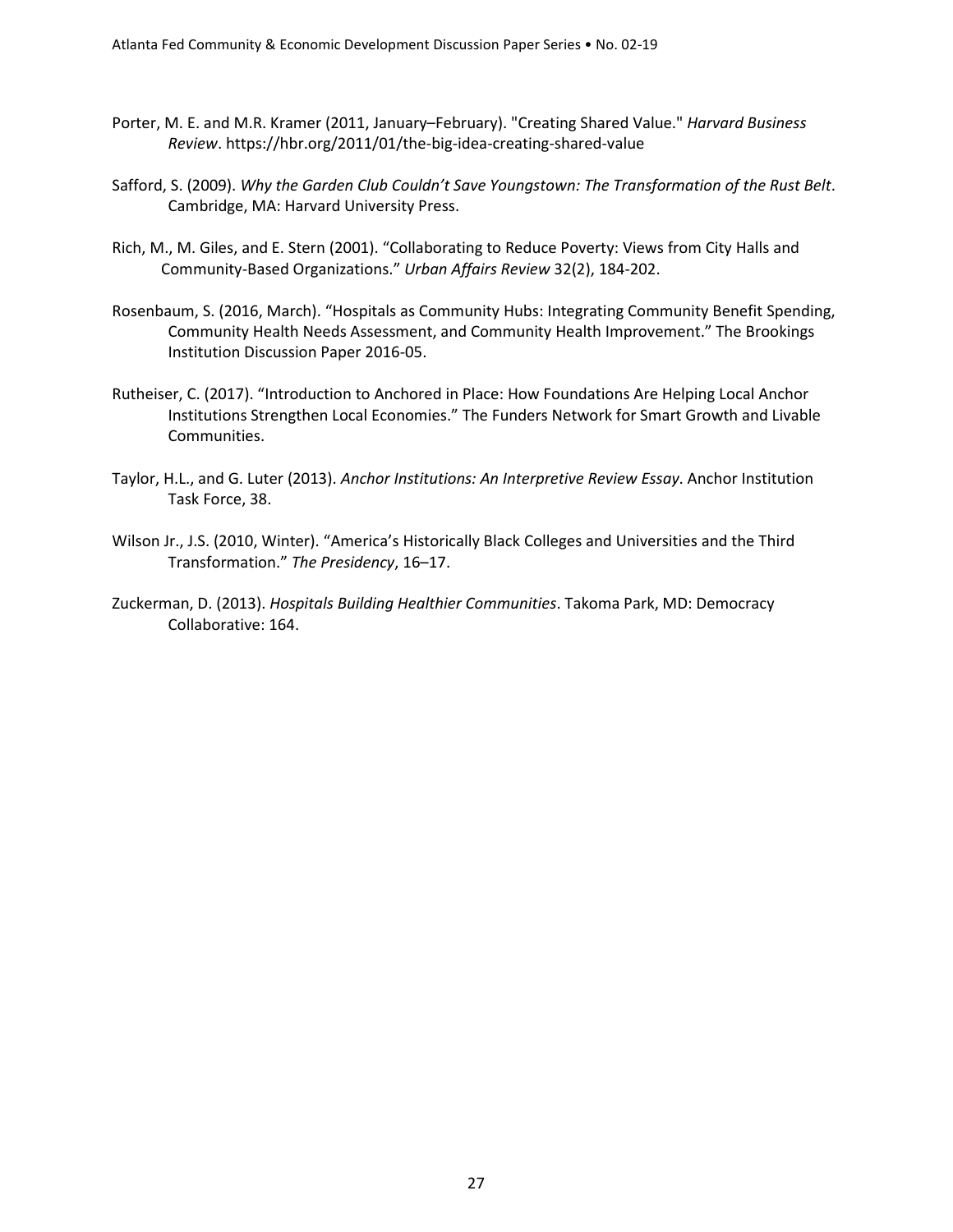Porter, M. E. and M.R. Kramer (2011, January–February). "Creating Shared Value." *Harvard Business Review*. https://hbr.org/2011/01/the-big-idea-creating-shared-value

Safford, S. (2009). *Why the Garden Club Couldn't Save Youngstown: The Transformation of the Rust Belt*. Cambridge, MA: Harvard University Press.

Rich, M., M. Giles, and E. Stern (2001). "Collaborating to Reduce Poverty: Views from City Halls and Community-Based Organizations." *Urban Affairs Review* 32(2), 184-202.

Rosenbaum, S. (2016, March). "Hospitals as Community Hubs: Integrating Community Benefit Spending, Community Health Needs Assessment, and Community Health Improvement." The Brookings Institution Discussion Paper 2016-05.

Rutheiser, C. (2017). "Introduction to Anchored in Place: How Foundations Are Helping Local Anchor Institutions Strengthen Local Economies." The Funders Network for Smart Growth and Livable Communities.

Taylor, H.L., and G. Luter (2013). *Anchor Institutions: An Interpretive Review Essay*. Anchor Institution Task Force, 38.

Wilson Jr., J.S. (2010, Winter). "America's Historically Black Colleges and Universities and the Third Transformation." *The Presidency*, 16–17.

Zuckerman, D. (2013). *Hospitals Building Healthier Communities*. Takoma Park, MD: Democracy Collaborative: 164.